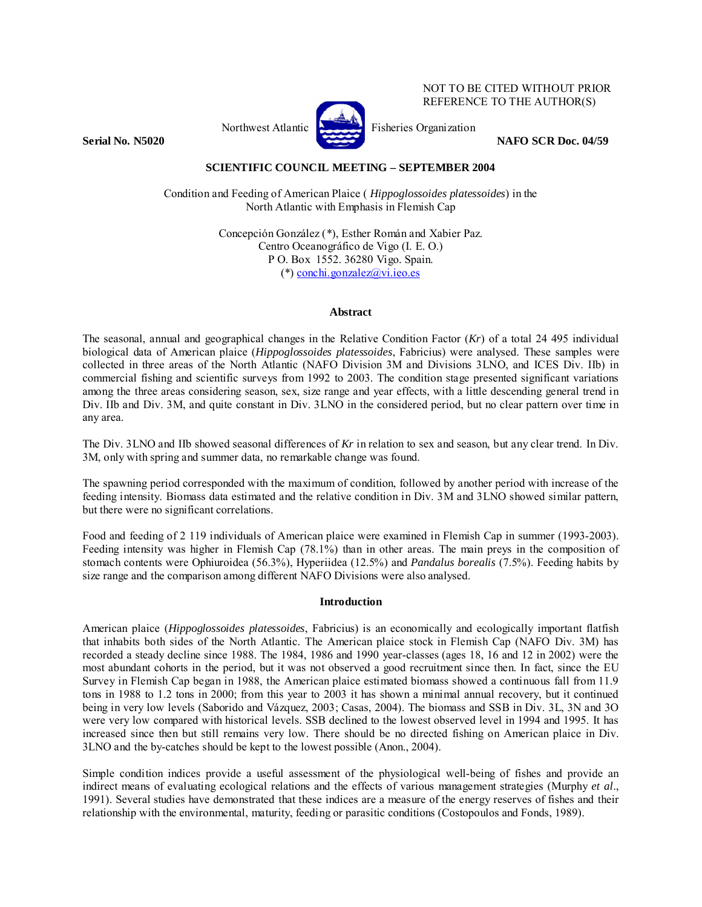NOT TO BE CITED WITHOUT PRIOR REFERENCE TO THE AUTHOR(S)

Northwest Atlantic Fisheries Organization

**Serial No. N5020** **NAFO SCR Doc. 04/59**

**SCIENTIFIC COUNCIL MEETING – SEPTEMBER 2004**

# Condition and Feeding of American Plaice ( *Hippoglossoides platessoides*) in the North Atlantic with Emphasis in Flemish Cap

Concepción González (*), Esther Román and Xabier Paz.
Centro Oceanográfico de Vigo (I. E. O.)
P O. Box 1552. 36280 Vigo. Spain.
(*) conchi.gonzalez@vi.ieo.es

## Abstract

The seasonal, annual and geographical changes in the Relative Condition Factor (*Kr*) of a total 24 495 individual biological data of American plaice (*Hippoglossoides platessoides*, Fabricius) were analysed. These samples were collected in three areas of the North Atlantic (NAFO Division 3M and Divisions 3LNO, and ICES Div. IIb) in commercial fishing and scientific surveys from 1992 to 2003. The condition stage presented significant variations among the three areas considering season, sex, size range and year effects, with a little descending general trend in Div. IIb and Div. 3M, and quite constant in Div. 3LNO in the considered period, but no clear pattern over time in any area.

The Div. 3LNO and IIb showed seasonal differences of *Kr* in relation to sex and season, but any clear trend. In Div. 3M, only with spring and summer data, no remarkable change was found.

The spawning period corresponded with the maximum of condition, followed by another period with increase of the feeding intensity. Biomass data estimated and the relative condition in Div. 3M and 3LNO showed similar pattern, but there were no significant correlations.

Food and feeding of 2 119 individuals of American plaice were examined in Flemish Cap in summer (1993-2003). Feeding intensity was higher in Flemish Cap (78.1%) than in other areas. The main preys in the composition of stomach contents were Ophiuroidea (56.3%), Hyperiidea (12.5%) and *Pandalus borealis* (7.5%). Feeding habits by size range and the comparison among different NAFO Divisions were also analysed.

## Introduction

American plaice (*Hippoglossoides platessoides*, Fabricius) is an economically and ecologically important flatfish that inhabits both sides of the North Atlantic. The American plaice stock in Flemish Cap (NAFO Div. 3M) has recorded a steady decline since 1988. The 1984, 1986 and 1990 year-classes (ages 18, 16 and 12 in 2002) were the most abundant cohorts in the period, but it was not observed a good recruitment since then. In fact, since the EU Survey in Flemish Cap began in 1988, the American plaice estimated biomass showed a continuous fall from 11.9 tons in 1988 to 1.2 tons in 2000; from this year to 2003 it has shown a minimal annual recovery, but it continued being in very low levels (Saborido and Vázquez, 2003; Casas, 2004). The biomass and SSB in Div. 3L, 3N and 3O were very low compared with historical levels. SSB declined to the lowest observed level in 1994 and 1995. It has increased since then but still remains very low. There should be no directed fishing on American plaice in Div. 3LNO and the by-catches should be kept to the lowest possible (Anon., 2004).

Simple condition indices provide a useful assessment of the physiological well-being of fishes and provide an indirect means of evaluating ecological relations and the effects of various management strategies (Murphy *et al*., 1991). Several studies have demonstrated that these indices are a measure of the energy reserves of fishes and their relationship with the environmental, maturity, feeding or parasitic conditions (Costopoulos and Fonds, 1989).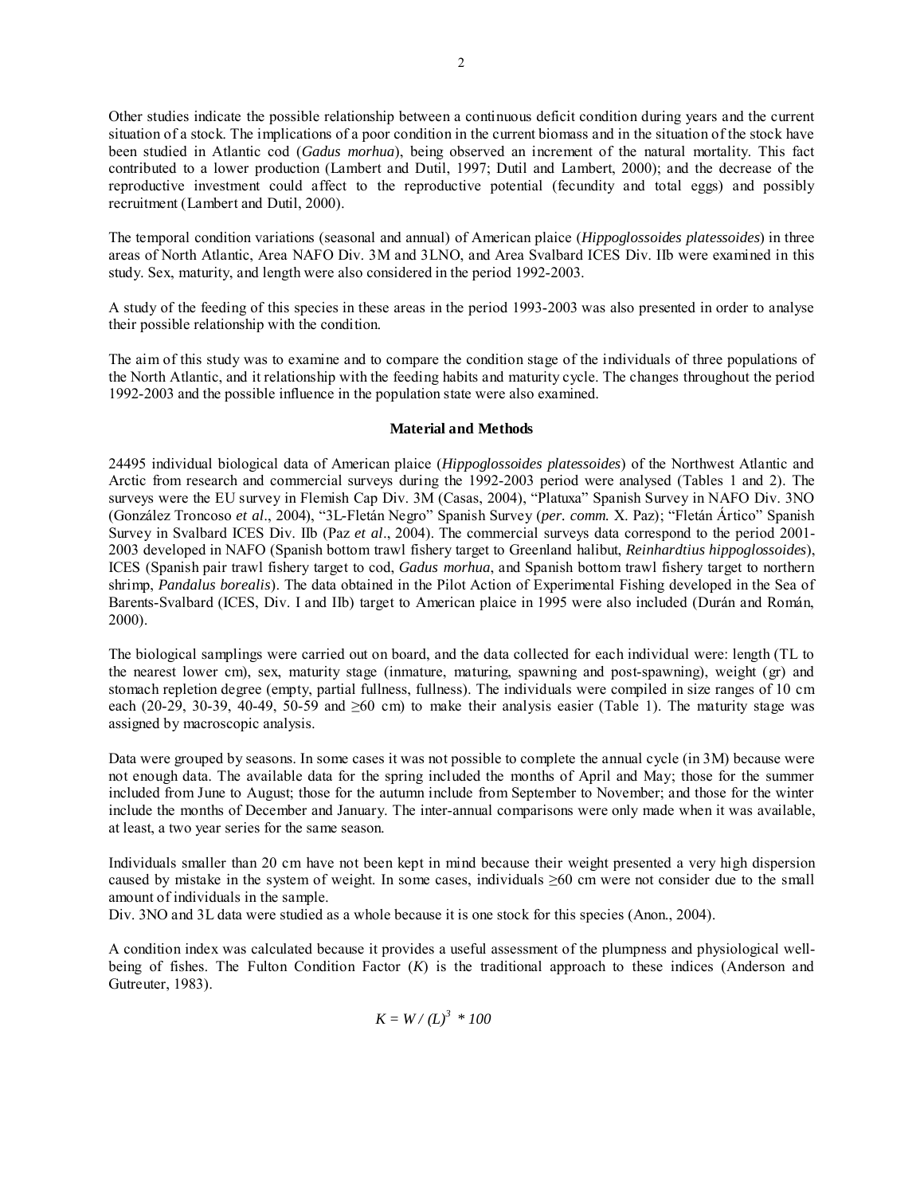Other studies indicate the possible relationship between a continuous deficit condition during years and the current situation of a stock. The implications of a poor condition in the current biomass and in the situation of the stock have been studied in Atlantic cod (*Gadus morhua*), being observed an increment of the natural mortality. This fact contributed to a lower production (Lambert and Dutil, 1997; Dutil and Lambert, 2000); and the decrease of the reproductive investment could affect to the reproductive potential (fecundity and total eggs) and possibly recruitment (Lambert and Dutil, 2000).

The temporal condition variations (seasonal and annual) of American plaice (*Hippoglossoides platessoides*) in three areas of North Atlantic, Area NAFO Div. 3M and 3LNO, and Area Svalbard ICES Div. IIb were examined in this study. Sex, maturity, and length were also considered in the period 1992-2003.

A study of the feeding of this species in these areas in the period 1993-2003 was also presented in order to analyse their possible relationship with the condition.

The aim of this study was to examine and to compare the condition stage of the individuals of three populations of the North Atlantic, and it relationship with the feeding habits and maturity cycle. The changes throughout the period 1992-2003 and the possible influence in the population state were also examined.

## Material and Methods

24495 individual biological data of American plaice (*Hippoglossoides platessoides*) of the Northwest Atlantic and Arctic from research and commercial surveys during the 1992-2003 period were analysed (Tables 1 and 2). The surveys were the EU survey in Flemish Cap Div. 3M (Casas, 2004), "Platuxa" Spanish Survey in NAFO Div. 3NO (González Troncoso *et al*., 2004), "3L-Fletán Negro" Spanish Survey (*per. comm.* X. Paz); "Fletán Ártico" Spanish Survey in Svalbard ICES Div. IIb (Paz *et al*., 2004). The commercial surveys data correspond to the period 2001-2003 developed in NAFO (Spanish bottom trawl fishery target to Greenland halibut, *Reinhardtius hippoglossoides*), ICES (Spanish pair trawl fishery target to cod, *Gadus morhua*, and Spanish bottom trawl fishery target to northern shrimp, *Pandalus borealis*). The data obtained in the Pilot Action of Experimental Fishing developed in the Sea of Barents-Svalbard (ICES, Div. I and IIb) target to American plaice in 1995 were also included (Durán and Román, 2000).

The biological samplings were carried out on board, and the data collected for each individual were: length (TL to the nearest lower cm), sex, maturity stage (inmature, maturing, spawning and post-spawning), weight (gr) and stomach repletion degree (empty, partial fullness, fullness). The individuals were compiled in size ranges of 10 cm each (20-29, 30-39, 40-49, 50-59 and ≥60 cm) to make their analysis easier (Table 1). The maturity stage was assigned by macroscopic analysis.

Data were grouped by seasons. In some cases it was not possible to complete the annual cycle (in 3M) because were not enough data. The available data for the spring included the months of April and May; those for the summer included from June to August; those for the autumn include from September to November; and those for the winter include the months of December and January. The inter-annual comparisons were only made when it was available, at least, a two year series for the same season.

Individuals smaller than 20 cm have not been kept in mind because their weight presented a very high dispersion caused by mistake in the system of weight. In some cases, individuals ≥60 cm were not consider due to the small amount of individuals in the sample.
Div. 3NO and 3L data were studied as a whole because it is one stock for this species (Anon., 2004).

A condition index was calculated because it provides a useful assessment of the plumpness and physiological well-being of fishes. The Fulton Condition Factor ($K$) is the traditional approach to these indices (Anderson and Gutreuter, 1983).

$$K = W / (L)^3 * 100$$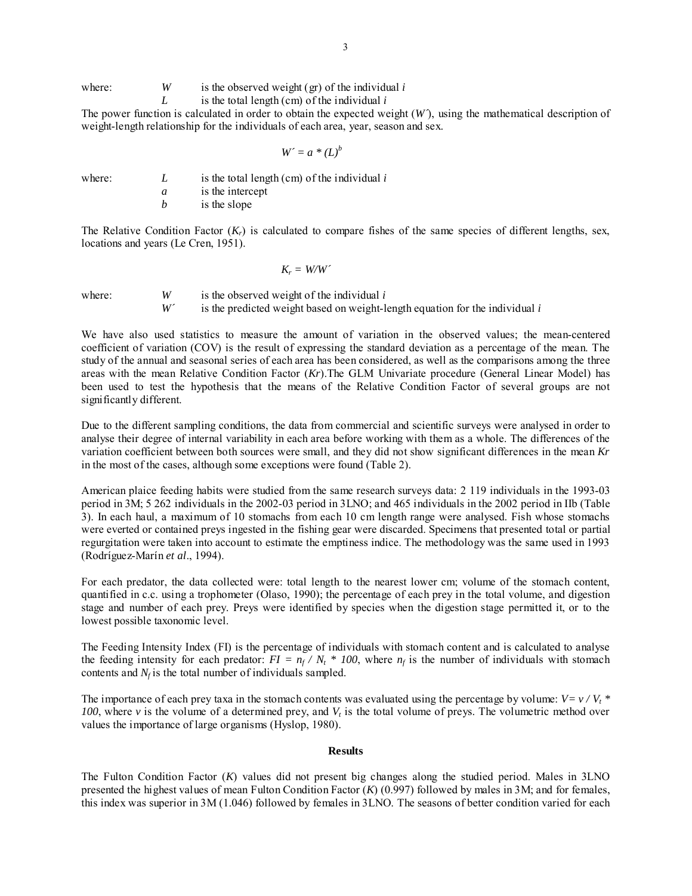where: $W$ is the observed weight (gr) of the individual $i$

$L$ is the total length (cm) of the individual $i$

The power function is calculated in order to obtain the expected weight ($W'$), using the mathematical description of weight-length relationship for the individuals of each area, year, season and sex.

$$W' = a * (L)^b$$

where: $L$ is the total length (cm) of the individual $i$

$a$ is the intercept

$b$ is the slope

The Relative Condition Factor ($K_r$) is calculated to compare fishes of the same species of different lengths, sex, locations and years (Le Cren, 1951).

$$K_r = W/W'$$

where: $W$ is the observed weight of the individual $i$

$W'$ is the predicted weight based on weight-length equation for the individual $i$

We have also used statistics to measure the amount of variation in the observed values; the mean-centered coefficient of variation (COV) is the result of expressing the standard deviation as a percentage of the mean. The study of the annual and seasonal series of each area has been considered, as well as the comparisons among the three areas with the mean Relative Condition Factor (*Kr*).The GLM Univariate procedure (General Linear Model) has been used to test the hypothesis that the means of the Relative Condition Factor of several groups are not significantly different.

Due to the different sampling conditions, the data from commercial and scientific surveys were analysed in order to analyse their degree of internal variability in each area before working with them as a whole. The differences of the variation coefficient between both sources were small, and they did not show significant differences in the mean *Kr* in the most of the cases, although some exceptions were found (Table 2).

American plaice feeding habits were studied from the same research surveys data: 2 119 individuals in the 1993-03 period in 3M; 5 262 individuals in the 2002-03 period in 3LNO; and 465 individuals in the 2002 period in IIb (Table 3). In each haul, a maximum of 10 stomachs from each 10 cm length range were analysed. Fish whose stomachs were everted or contained preys ingested in the fishing gear were discarded. Specimens that presented total or partial regurgitation were taken into account to estimate the emptiness indice. The methodology was the same used in 1993 (Rodríguez-Marín *et al*., 1994).

For each predator, the data collected were: total length to the nearest lower cm; volume of the stomach content, quantified in c.c. using a trophometer (Olaso, 1990); the percentage of each prey in the total volume, and digestion stage and number of each prey. Preys were identified by species when the digestion stage permitted it, or to the lowest possible taxonomic level.

The Feeding Intensity Index (FI) is the percentage of individuals with stomach content and is calculated to analyse the feeding intensity for each predator: $FI = n_f / N_t * 100$, where $n_f$ is the number of individuals with stomach contents and $N_f$ is the total number of individuals sampled.

The importance of each prey taxa in the stomach contents was evaluated using the percentage by volume: $V = v / V_t * 100$, where $v$ is the volume of a determined prey, and $V_t$ is the total volume of preys. The volumetric method over values the importance of large organisms (Hyslop, 1980).

## Results

The Fulton Condition Factor ($K$) values did not present big changes along the studied period. Males in 3LNO presented the highest values of mean Fulton Condition Factor ($K$) (0.997) followed by males in 3M; and for females, this index was superior in 3M (1.046) followed by females in 3LNO. The seasons of better condition varied for each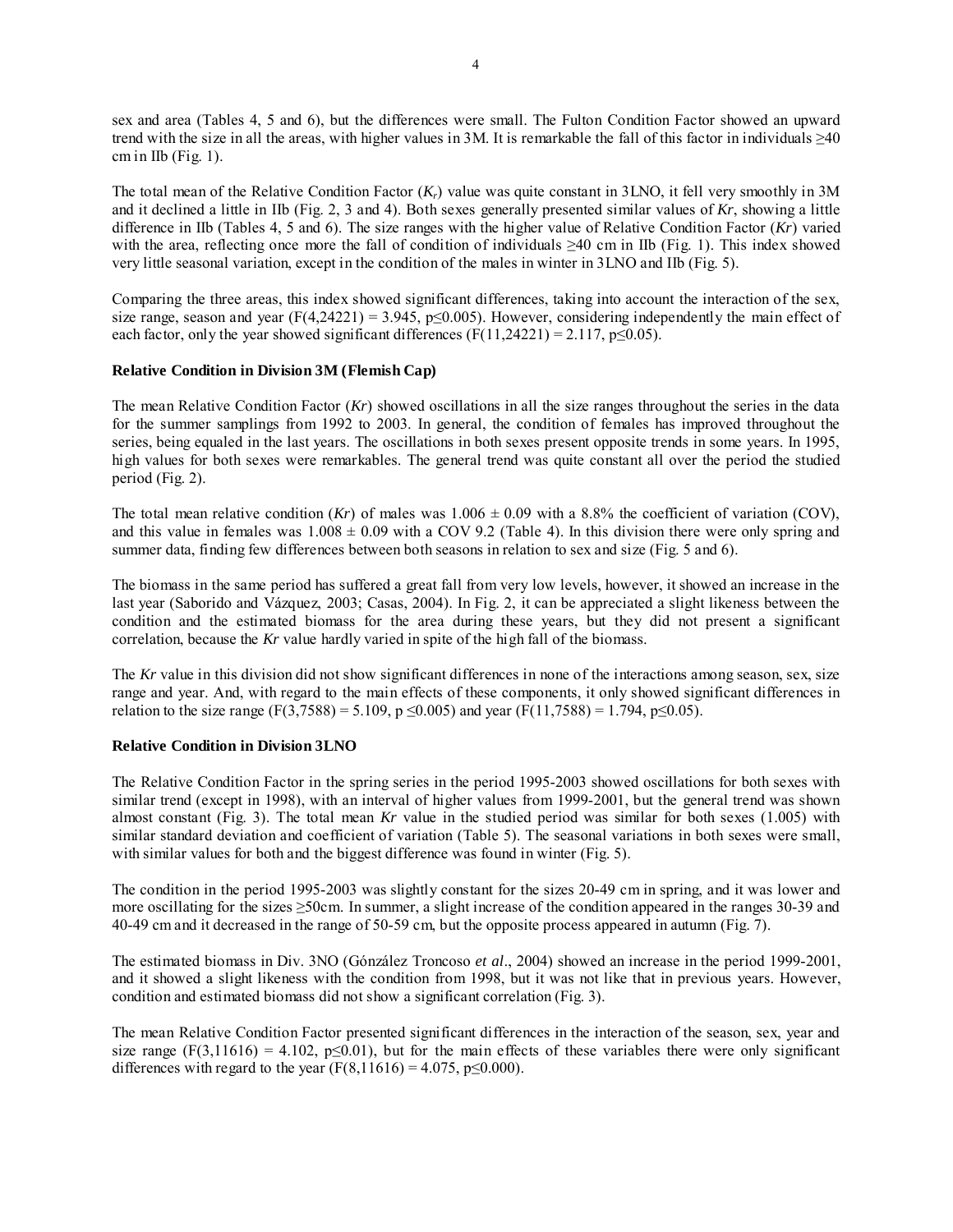sex and area (Tables 4, 5 and 6), but the differences were small. The Fulton Condition Factor showed an upward trend with the size in all the areas, with higher values in 3M. It is remarkable the fall of this factor in individuals ≥40 cm in IIb (Fig. 1).

The total mean of the Relative Condition Factor ($K_r$) value was quite constant in 3LNO, it fell very smoothly in 3M and it declined a little in IIb (Fig. 2, 3 and 4). Both sexes generally presented similar values of *Kr*, showing a little difference in IIb (Tables 4, 5 and 6). The size ranges with the higher value of Relative Condition Factor (*Kr*) varied with the area, reflecting once more the fall of condition of individuals ≥40 cm in IIb (Fig. 1). This index showed very little seasonal variation, except in the condition of the males in winter in 3LNO and IIb (Fig. 5).

Comparing the three areas, this index showed significant differences, taking into account the interaction of the sex, size range, season and year ($F(4,24221) = 3.945$, $p \leq 0.005$). However, considering independently the main effect of each factor, only the year showed significant differences ($F(11,24221) = 2.117$, $p \leq 0.05$).

**Relative Condition in Division 3M (Flemish Cap)**

The mean Relative Condition Factor (*Kr*) showed oscillations in all the size ranges throughout the series in the data for the summer samplings from 1992 to 2003. In general, the condition of females has improved throughout the series, being equaled in the last years. The oscillations in both sexes present opposite trends in some years. In 1995, high values for both sexes were remarkables. The general trend was quite constant all over the period the studied period (Fig. 2).

The total mean relative condition (*Kr*) of males was 1.006 ± 0.09 with a 8.8% the coefficient of variation (COV), and this value in females was 1.008 ± 0.09 with a COV 9.2 (Table 4). In this division there were only spring and summer data, finding few differences between both seasons in relation to sex and size (Fig. 5 and 6).

The biomass in the same period has suffered a great fall from very low levels, however, it showed an increase in the last year (Saborido and Vázquez, 2003; Casas, 2004). In Fig. 2, it can be appreciated a slight likeness between the condition and the estimated biomass for the area during these years, but they did not present a significant correlation, because the *Kr* value hardly varied in spite of the high fall of the biomass.

The *Kr* value in this division did not show significant differences in none of the interactions among season, sex, size range and year. And, with regard to the main effects of these components, it only showed significant differences in relation to the size range ($F(3,7588) = 5.109$, $p \leq 0.005$) and year ($F(11,7588) = 1.794$, $p \leq 0.05$).

**Relative Condition in Division 3LNO**

The Relative Condition Factor in the spring series in the period 1995-2003 showed oscillations for both sexes with similar trend (except in 1998), with an interval of higher values from 1999-2001, but the general trend was shown almost constant (Fig. 3). The total mean *Kr* value in the studied period was similar for both sexes (1.005) with similar standard deviation and coefficient of variation (Table 5). The seasonal variations in both sexes were small, with similar values for both and the biggest difference was found in winter (Fig. 5).

The condition in the period 1995-2003 was slightly constant for the sizes 20-49 cm in spring, and it was lower and more oscillating for the sizes ≥50cm. In summer, a slight increase of the condition appeared in the ranges 30-39 and 40-49 cm and it decreased in the range of 50-59 cm, but the opposite process appeared in autumn (Fig. 7).

The estimated biomass in Div. 3NO (Gónzález Troncoso *et al*., 2004) showed an increase in the period 1999-2001, and it showed a slight likeness with the condition from 1998, but it was not like that in previous years. However, condition and estimated biomass did not show a significant correlation (Fig. 3).

The mean Relative Condition Factor presented significant differences in the interaction of the season, sex, year and size range ($F(3,11616) = 4.102$, $p \leq 0.01$), but for the main effects of these variables there were only significant differences with regard to the year ($F(8,11616) = 4.075$, $p \leq 0.000$).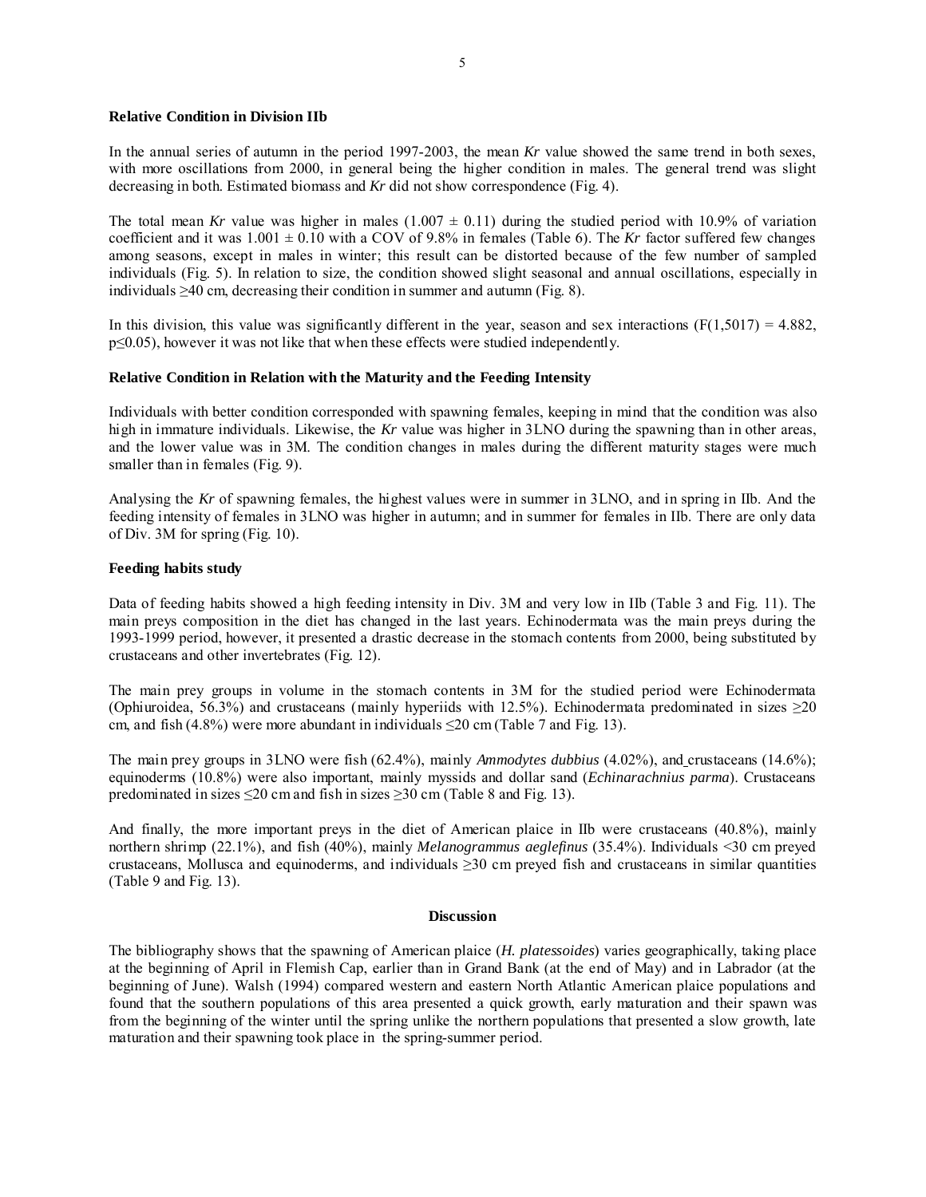**Relative Condition in Division IIb**

In the annual series of autumn in the period 1997-2003, the mean *Kr* value showed the same trend in both sexes, with more oscillations from 2000, in general being the higher condition in males. The general trend was slight decreasing in both. Estimated biomass and *Kr* did not show correspondence (Fig. 4).

The total mean *Kr* value was higher in males ($1.007 \pm 0.11$) during the studied period with 10.9% of variation coefficient and it was $1.001 \pm 0.10$ with a COV of 9.8% in females (Table 6). The *Kr* factor suffered few changes among seasons, except in males in winter; this result can be distorted because of the few number of sampled individuals (Fig. 5). In relation to size, the condition showed slight seasonal and annual oscillations, especially in individuals ≥40 cm, decreasing their condition in summer and autumn (Fig. 8).

In this division, this value was significantly different in the year, season and sex interactions ($F(1,5017) = 4.882$, $p \leq 0.05$), however it was not like that when these effects were studied independently.

**Relative Condition in Relation with the Maturity and the Feeding Intensity**

Individuals with better condition corresponded with spawning females, keeping in mind that the condition was also high in immature individuals. Likewise, the *Kr* value was higher in 3LNO during the spawning than in other areas, and the lower value was in 3M. The condition changes in males during the different maturity stages were much smaller than in females (Fig. 9).

Analysing the *Kr* of spawning females, the highest values were in summer in 3LNO, and in spring in IIb. And the feeding intensity of females in 3LNO was higher in autumn; and in summer for females in IIb. There are only data of Div. 3M for spring (Fig. 10).

**Feeding habits study**

Data of feeding habits showed a high feeding intensity in Div. 3M and very low in IIb (Table 3 and Fig. 11). The main preys composition in the diet has changed in the last years. Echinodermata was the main preys during the 1993-1999 period, however, it presented a drastic decrease in the stomach contents from 2000, being substituted by crustaceans and other invertebrates (Fig. 12).

The main prey groups in volume in the stomach contents in 3M for the studied period were Echinodermata (Ophiuroidea, 56.3%) and crustaceans (mainly hyperiids with 12.5%). Echinodermata predominated in sizes ≥20 cm, and fish (4.8%) were more abundant in individuals ≤20 cm (Table 7 and Fig. 13).

The main prey groups in 3LNO were fish (62.4%), mainly *Ammodytes dubbius* (4.02%), and crustaceans (14.6%); equinoderms (10.8%) were also important, mainly myssids and dollar sand (*Echinarachnius parma*). Crustaceans predominated in sizes ≤20 cm and fish in sizes ≥30 cm (Table 8 and Fig. 13).

And finally, the more important preys in the diet of American plaice in IIb were crustaceans (40.8%), mainly northern shrimp (22.1%), and fish (40%), mainly *Melanogrammus aeglefinus* (35.4%). Individuals <30 cm preyed crustaceans, Mollusca and equinoderms, and individuals ≥30 cm preyed fish and crustaceans in similar quantities (Table 9 and Fig. 13).

## Discussion

The bibliography shows that the spawning of American plaice (*H. platessoides*) varies geographically, taking place at the beginning of April in Flemish Cap, earlier than in Grand Bank (at the end of May) and in Labrador (at the beginning of June). Walsh (1994) compared western and eastern North Atlantic American plaice populations and found that the southern populations of this area presented a quick growth, early maturation and their spawn was from the beginning of the winter until the spring unlike the northern populations that presented a slow growth, late maturation and their spawning took place in the spring-summer period.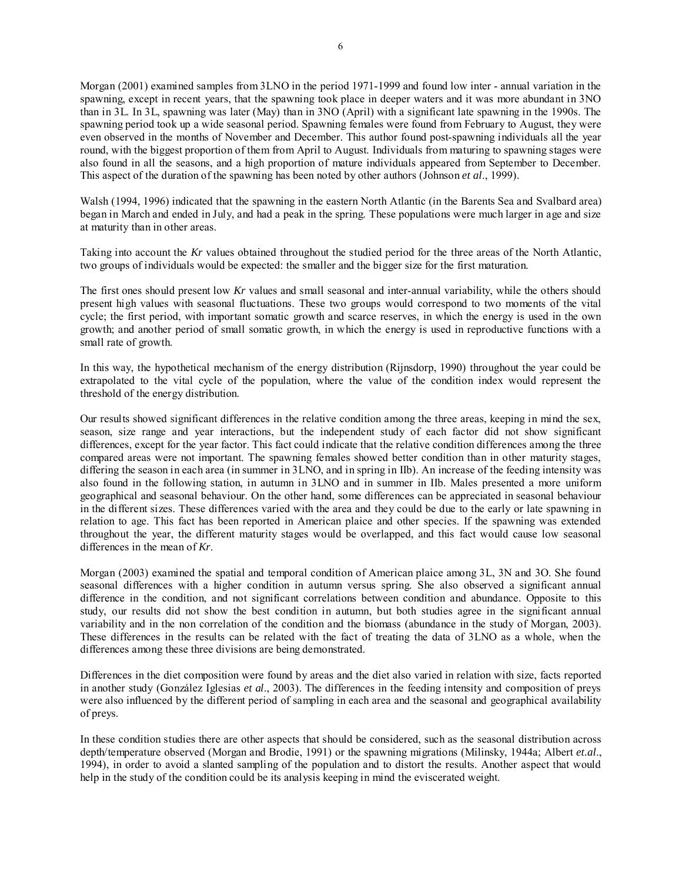Morgan (2001) examined samples from 3LNO in the period 1971-1999 and found low inter - annual variation in the spawning, except in recent years, that the spawning took place in deeper waters and it was more abundant in 3NO than in 3L. In 3L, spawning was later (May) than in 3NO (April) with a significant late spawning in the 1990s. The spawning period took up a wide seasonal period. Spawning females were found from February to August, they were even observed in the months of November and December. This author found post-spawning individuals all the year round, with the biggest proportion of them from April to August. Individuals from maturing to spawning stages were also found in all the seasons, and a high proportion of mature individuals appeared from September to December. This aspect of the duration of the spawning has been noted by other authors (Johnson *et al*., 1999).

Walsh (1994, 1996) indicated that the spawning in the eastern North Atlantic (in the Barents Sea and Svalbard area) began in March and ended in July, and had a peak in the spring. These populations were much larger in age and size at maturity than in other areas.

Taking into account the *Kr* values obtained throughout the studied period for the three areas of the North Atlantic, two groups of individuals would be expected: the smaller and the bigger size for the first maturation.

The first ones should present low *Kr* values and small seasonal and inter-annual variability, while the others should present high values with seasonal fluctuations. These two groups would correspond to two moments of the vital cycle; the first period, with important somatic growth and scarce reserves, in which the energy is used in the own growth; and another period of small somatic growth, in which the energy is used in reproductive functions with a small rate of growth.

In this way, the hypothetical mechanism of the energy distribution (Rijnsdorp, 1990) throughout the year could be extrapolated to the vital cycle of the population, where the value of the condition index would represent the threshold of the energy distribution.

Our results showed significant differences in the relative condition among the three areas, keeping in mind the sex, season, size range and year interactions, but the independent study of each factor did not show significant differences, except for the year factor. This fact could indicate that the relative condition differences among the three compared areas were not important. The spawning females showed better condition than in other maturity stages, differing the season in each area (in summer in 3LNO, and in spring in IIb). An increase of the feeding intensity was also found in the following station, in autumn in 3LNO and in summer in IIb. Males presented a more uniform geographical and seasonal behaviour. On the other hand, some differences can be appreciated in seasonal behaviour in the different sizes. These differences varied with the area and they could be due to the early or late spawning in relation to age. This fact has been reported in American plaice and other species. If the spawning was extended throughout the year, the different maturity stages would be overlapped, and this fact would cause low seasonal differences in the mean of *Kr*.

Morgan (2003) examined the spatial and temporal condition of American plaice among 3L, 3N and 3O. She found seasonal differences with a higher condition in autumn versus spring. She also observed a significant annual difference in the condition, and not significant correlations between condition and abundance. Opposite to this study, our results did not show the best condition in autumn, but both studies agree in the significant annual variability and in the non correlation of the condition and the biomass (abundance in the study of Morgan, 2003). These differences in the results can be related with the fact of treating the data of 3LNO as a whole, when the differences among these three divisions are being demonstrated.

Differences in the diet composition were found by areas and the diet also varied in relation with size, facts reported in another study (González Iglesias *et al*., 2003). The differences in the feeding intensity and composition of preys were also influenced by the different period of sampling in each area and the seasonal and geographical availability of preys.

In these condition studies there are other aspects that should be considered, such as the seasonal distribution across depth/temperature observed (Morgan and Brodie, 1991) or the spawning migrations (Milinsky, 1944a; Albert *et.al*., 1994), in order to avoid a slanted sampling of the population and to distort the results. Another aspect that would help in the study of the condition could be its analysis keeping in mind the eviscerated weight.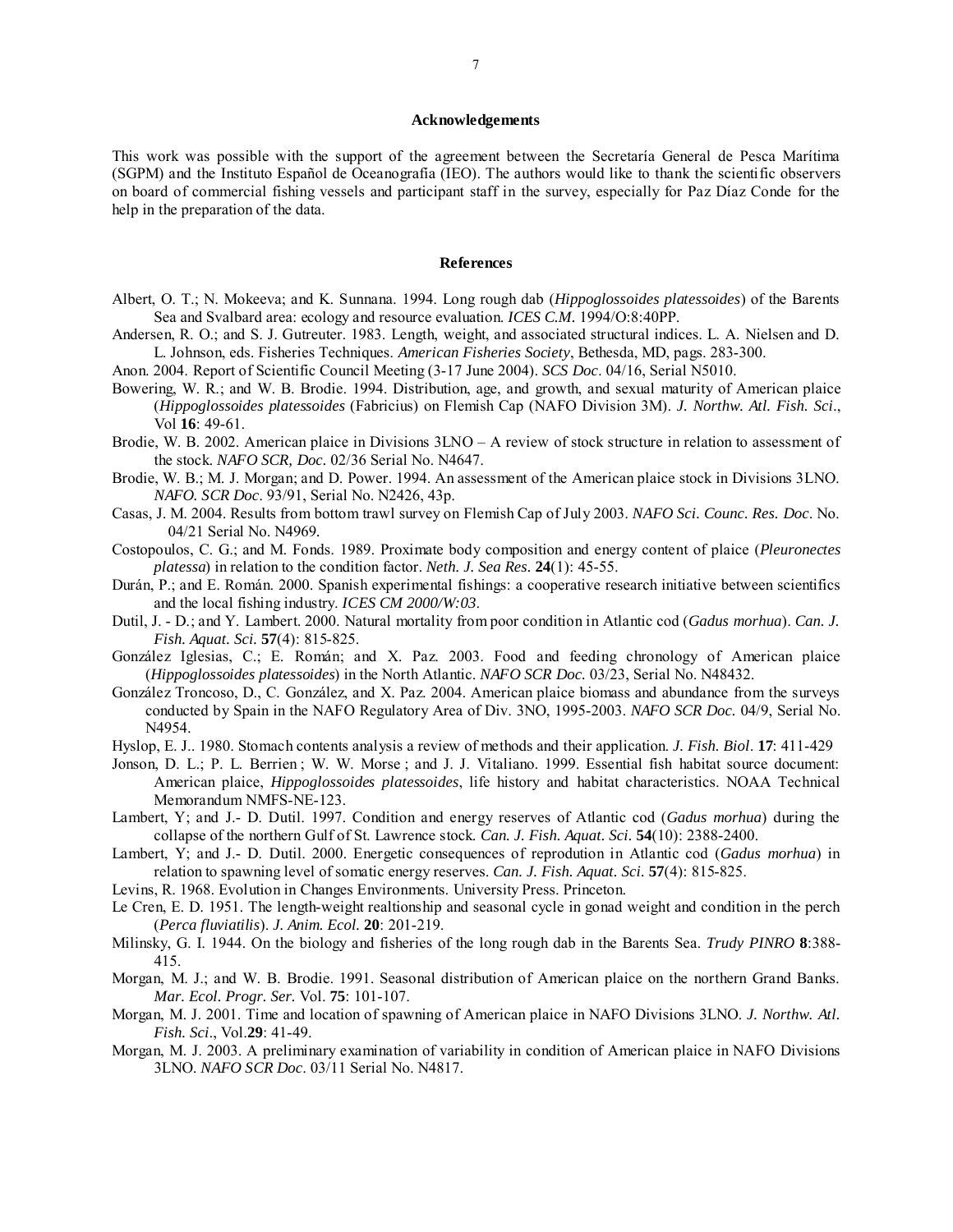## Acknowledgements

This work was possible with the support of the agreement between the Secretaría General de Pesca Marítima (SGPM) and the Instituto Español de Oceanografía (IEO). The authors would like to thank the scientific observers on board of commercial fishing vessels and participant staff in the survey, especially for Paz Díaz Conde for the help in the preparation of the data.

## References

Albert, O. T.; N. Mokeeva; and K. Sunnana. 1994. Long rough dab (*Hippoglossoides platessoides*) of the Barents Sea and Svalbard area: ecology and resource evaluation. *ICES C.M*. 1994/O:8:40PP.

Andersen, R. O.; and S. J. Gutreuter. 1983. Length, weight, and associated structural indices. L. A. Nielsen and D. L. Johnson, eds. Fisheries Techniques. *American Fisheries Society*, Bethesda, MD, pags. 283-300.

Anon. 2004. Report of Scientific Council Meeting (3-17 June 2004). *SCS Doc*. 04/16, Serial N5010.

Bowering, W. R.; and W. B. Brodie. 1994. Distribution, age, and growth, and sexual maturity of American plaice (*Hippoglossoides platessoides* (Fabricius) on Flemish Cap (NAFO Division 3M). *J. Northw. Atl. Fish. Sci*., Vol **16**: 49-61.

Brodie, W. B. 2002. American plaice in Divisions 3LNO – A review of stock structure in relation to assessment of the stock. *NAFO SCR, Doc*. 02/36 Serial No. N4647.

Brodie, W. B.; M. J. Morgan; and D. Power. 1994. An assessment of the American plaice stock in Divisions 3LNO. *NAFO. SCR Doc*. 93/91, Serial No. N2426, 43p.

Casas, J. M. 2004. Results from bottom trawl survey on Flemish Cap of July 2003. *NAFO Sci. Counc. Res. Doc*. No. 04/21 Serial No. N4969.

Costopoulos, C. G.; and M. Fonds. 1989. Proximate body composition and energy content of plaice (*Pleuronectes platessa*) in relation to the condition factor. *Neth. J. Sea Res*. **24**(1): 45-55.

Durán, P.; and E. Román. 2000. Spanish experimental fishings: a cooperative research initiative between scientifics and the local fishing industry. *ICES CM 2000/W:03*.

Dutil, J. - D.; and Y. Lambert. 2000. Natural mortality from poor condition in Atlantic cod (*Gadus morhua*). *Can. J. Fish. Aquat. Sci*. **57**(4): 815-825.

González Iglesias, C.; E. Román; and X. Paz. 2003. Food and feeding chronology of American plaice (*Hippoglossoides platessoides*) in the North Atlantic. *NAFO SCR Doc*. 03/23, Serial No. N48432.

González Troncoso, D., C. González, and X. Paz. 2004. American plaice biomass and abundance from the surveys conducted by Spain in the NAFO Regulatory Area of Div. 3NO, 1995-2003. *NAFO SCR Doc*. 04/9, Serial No. N4954.

Hyslop, E. J.. 1980. Stomach contents analysis a review of methods and their application. *J. Fish. Biol*. **17**: 411-429

Jonson, D. L.; P. L. Berrien ; W. W. Morse ; and J. J. Vitaliano. 1999. Essential fish habitat source document: American plaice, *Hippoglossoides platessoides*, life history and habitat characteristics. NOAA Technical Memorandum NMFS-NE-123.

Lambert, Y; and J.- D. Dutil. 1997. Condition and energy reserves of Atlantic cod (*Gadus morhua*) during the collapse of the northern Gulf of St. Lawrence stock. *Can. J. Fish. Aquat. Sci*. **54**(10): 2388-2400.

Lambert, Y; and J.- D. Dutil. 2000. Energetic consequences of reproduction in Atlantic cod (*Gadus morhua*) in relation to spawning level of somatic energy reserves. *Can. J. Fish. Aquat. Sci*. **57**(4): 815-825.

Levins, R. 1968. Evolution in Changes Environments. University Press. Princeton.

Le Cren, E. D. 1951. The length-weight realtionship and seasonal cycle in gonad weight and condition in the perch (*Perca fluviatilis*). *J. Anim. Ecol*. **20**: 201-219.

Milinsky, G. I. 1944. On the biology and fisheries of the long rough dab in the Barents Sea. *Trudy PINRO* **8**:388-415.

Morgan, M. J.; and W. B. Brodie. 1991. Seasonal distribution of American plaice on the northern Grand Banks. *Mar. Ecol. Progr. Ser*. Vol. **75**: 101-107.

Morgan, M. J. 2001. Time and location of spawning of American plaice in NAFO Divisions 3LNO. *J. Northw. Atl. Fish. Sci*., Vol.**29**: 41-49.

Morgan, M. J. 2003. A preliminary examination of variability in condition of American plaice in NAFO Divisions 3LNO. *NAFO SCR Doc*. 03/11 Serial No. N4817.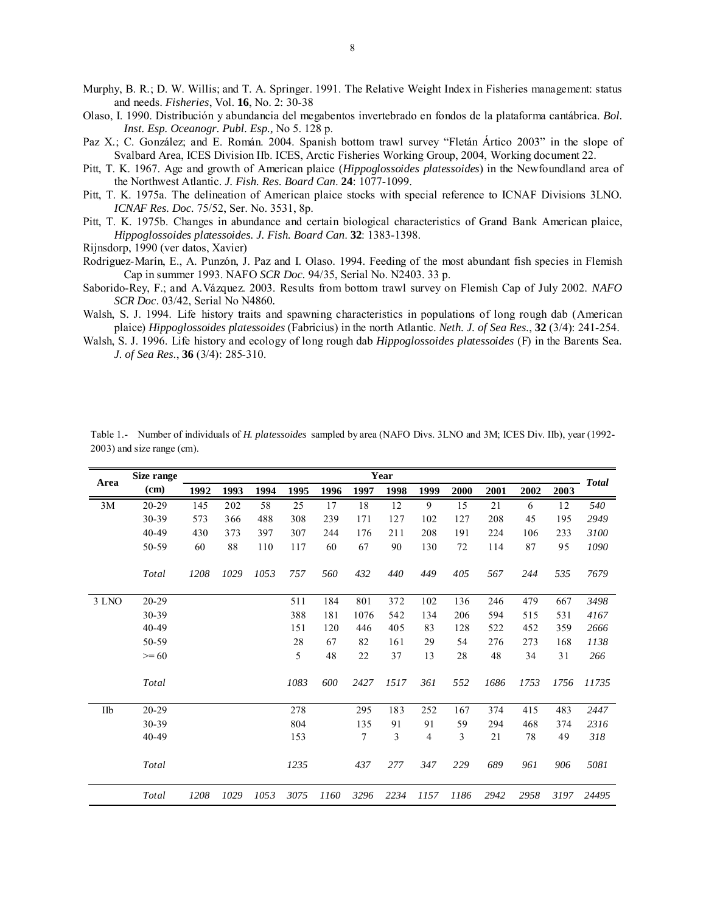Murphy, B. R.; D. W. Willis; and T. A. Springer. 1991. The Relative Weight Index in Fisheries management: status and needs. *Fisheries*, Vol. **16**, No. 2: 30-38

Olaso, I. 1990. Distribución y abundancia del megabentos invertebrado en fondos de la plataforma cantábrica. *Bol. Inst. Esp. Oceanogr. Publ. Esp.,* No 5. 128 p.

Paz X.; C. González; and E. Román. 2004. Spanish bottom trawl survey "Fletán Ártico 2003" in the slope of Svalbard Area, ICES Division IIb. ICES, Arctic Fisheries Working Group, 2004, Working document 22.

Pitt, T. K. 1967. Age and growth of American plaice (*Hippoglossoides platessoides*) in the Newfoundland area of the Northwest Atlantic. *J. Fish. Res. Board Can*. **24**: 1077-1099.

Pitt, T. K. 1975a. The delineation of American plaice stocks with special reference to ICNAF Divisions 3LNO. *ICNAF Res. Doc.* 75/52, Ser. No. 3531, 8p.

Pitt, T. K. 1975b. Changes in abundance and certain biological characteristics of Grand Bank American plaice, *Hippoglossoides platessoides. J. Fish. Board Can*. **32**: 1383-1398.

Rijnsdorp, 1990 (ver datos, Xavier)

Rodriguez-Marín, E., A. Punzón, J. Paz and I. Olaso. 1994. Feeding of the most abundant fish species in Flemish Cap in summer 1993. NAFO *SCR Doc.* 94/35, Serial No. N2403. 33 p.

Saborido-Rey, F.; and A.Vázquez. 2003. Results from bottom trawl survey on Flemish Cap of July 2002. *NAFO SCR Doc*. 03/42, Serial No N4860.

Walsh, S. J. 1994. Life history traits and spawning characteristics in populations of long rough dab (American plaice) *Hippoglossoides platessoides* (Fabricius) in the north Atlantic. *Neth. J. of Sea Res.*, **32** (3/4): 241-254.

Walsh, S. J. 1996. Life history and ecology of long rough dab *Hippoglossoides platessoides* (F) in the Barents Sea. *J. of Sea Res.*, **36** (3/4): 285-310.

Table 1.- Number of individuals of *H. platessoides* sampled by area (NAFO Divs. 3LNO and 3M; ICES Div. IIb), year (1992-2003) and size range (cm).

| Area | Size range (cm) | 1992 | 1993 | 1994 | 1995 | 1996 | 1997 | 1998 | 1999 | 2000 | 2001 | 2002 | 2003 | *Total* |
|---|---|---|---|---|---|---|---|---|---|---|---|---|---|---|
| 3M | 20-29 | 145 | 202 | 58 | 25 | 17 | 18 | 12 | 9 | 15 | 21 | 6 | 12 | *540* |
| | 30-39 | 573 | 366 | 488 | 308 | 239 | 171 | 127 | 102 | 127 | 208 | 45 | 195 | *2949* |
| | 40-49 | 430 | 373 | 397 | 307 | 244 | 176 | 211 | 208 | 191 | 224 | 106 | 233 | *3100* |
| | 50-59 | 60 | 88 | 110 | 117 | 60 | 67 | 90 | 130 | 72 | 114 | 87 | 95 | *1090* |
| | *Total* | *1208* | *1029* | *1053* | *757* | *560* | *432* | *440* | *449* | *405* | *567* | *244* | *535* | *7679* |
| 3 LNO | 20-29 | | | | 511 | 184 | 801 | 372 | 102 | 136 | 246 | 479 | 667 | *3498* |
| | 30-39 | | | | 388 | 181 | 1076 | 542 | 134 | 206 | 594 | 515 | 531 | *4167* |
| | 40-49 | | | | 151 | 120 | 446 | 405 | 83 | 128 | 522 | 452 | 359 | *2666* |
| | 50-59 | | | | 28 | 67 | 82 | 161 | 29 | 54 | 276 | 273 | 168 | *1138* |
| | >= 60 | | | | 5 | 48 | 22 | 37 | 13 | 28 | 48 | 34 | 31 | *266* |
| | *Total* | | | | *1083* | *600* | *2427* | *1517* | *361* | *552* | *1686* | *1753* | *1756* | *11735* |
| IIb | 20-29 | | | | 278 | | 295 | 183 | 252 | 167 | 374 | 415 | 483 | *2447* |
| | 30-39 | | | | 804 | | 135 | 91 | 91 | 59 | 294 | 468 | 374 | *2316* |
| | 40-49 | | | | 153 | | 7 | 3 | 4 | 3 | 21 | 78 | 49 | *318* |
| | *Total* | | | | *1235* | | *437* | *277* | *347* | *229* | *689* | *961* | *906* | *5081* |
| | *Total* | *1208* | *1029* | *1053* | *3075* | *1160* | *3296* | *2234* | *1157* | *1186* | *2942* | *2958* | *3197* | *24495* |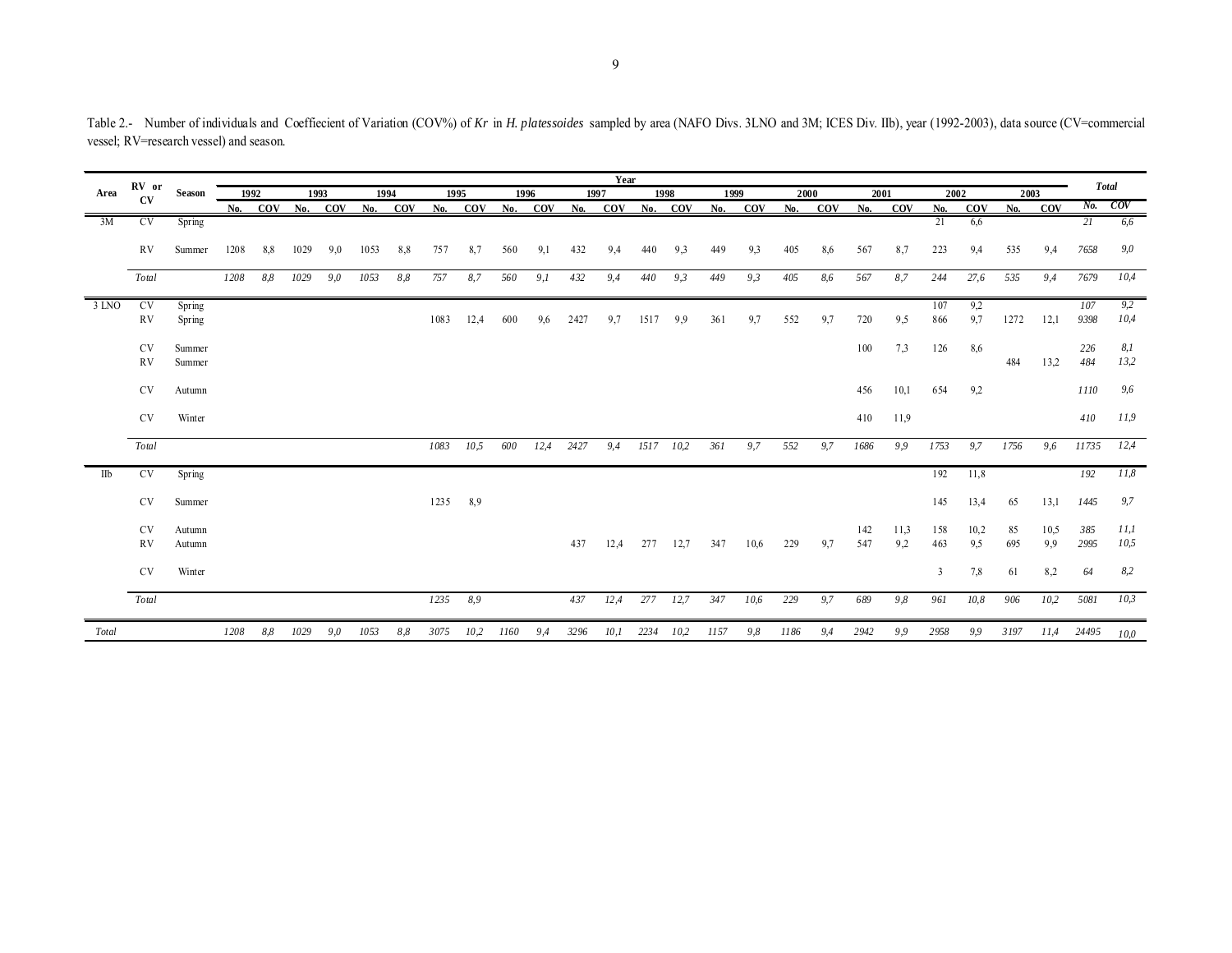Table 2.- Number of individuals and Coeffiecient of Variation (COV%) of *Kr* in *H. platessoides* sampled by area (NAFO Divs. 3LNO and 3M; ICES Div. IIb), year (1992-2003), data source (CV=commercial vessel; RV=research vessel) and season.

| Area | RV or CV | Season | Year | | | | | | | | | | | | | | | | | | | | | | | | *Total* | |
|---|---|---|---|---|---|---|---|---|---|---|---|---|---|---|---|---|---|---|---|---|---|---|---|---|---|---|---|---|
| | | | 1992 | | 1993 | | 1994 | | 1995 | | 1996 | | 1997 | | 1998 | | 1999 | | 2000 | | 2001 | | 2002 | | 2003 | | | |
| | | | No. | COV | No. | COV | No. | COV | No. | COV | No. | COV | No. | COV | No. | COV | No. | COV | No. | COV | No. | COV | No. | COV | No. | COV | *No.* | *COV* |
| 3M | CV | Spring | | | | | | | | | | | | | | | | | | | | | 21 | 6,6 | | | *21* | *6,6* |
| | RV | Summer | 1208 | 8,8 | 1029 | 9,0 | 1053 | 8,8 | 757 | 8,7 | 560 | 9,1 | 432 | 9,4 | 440 | 9,3 | 449 | 9,3 | 405 | 8,6 | 567 | 8,7 | 223 | 9,4 | 535 | 9,4 | *7658* | *9,0* |
| | *Total* | | *1208* | *8,8* | *1029* | *9,0* | *1053* | *8,8* | *757* | *8,7* | *560* | *9,1* | *432* | *9,4* | *440* | *9,3* | *449* | *9,3* | *405* | *8,6* | *567* | *8,7* | *244* | *27,6* | *535* | *9,4* | *7679* | *10,4* |
| 3 LNO | CV | Spring | | | | | | | | | | | | | | | | | | | | | 107 | 9,2 | | | *107* | *9,2* |
| | RV | Spring | | | | | | | 1083 | 12,4 | 600 | 9,6 | 2427 | 9,7 | 1517 | 9,9 | 361 | 9,7 | 552 | 9,7 | 720 | 9,5 | 866 | 9,7 | 1272 | 12,1 | *9398* | *10,4* |
| | CV | Summer | | | | | | | | | | | | | | | | | | | 100 | 7,3 | 126 | 8,6 | | | *226* | *8,1* |
| | RV | Summer | | | | | | | | | | | | | | | | | | | | | | | 484 | 13,2 | *484* | *13,2* |
| | CV | Autumn | | | | | | | | | | | | | | | | | | | 456 | 10,1 | 654 | 9,2 | | | *1110* | *9,6* |
| | CV | Winter | | | | | | | | | | | | | | | | | | | 410 | 11,9 | | | | | *410* | *11,9* |
| | *Total* | | | | | | | | *1083* | *10,5* | *600* | *12,4* | *2427* | *9,4* | *1517* | *10,2* | *361* | *9,7* | *552* | *9,7* | *1686* | *9,9* | *1753* | *9,7* | *1756* | *9,6* | *11735* | *12,4* |
| IIb | CV | Spring | | | | | | | | | | | | | | | | | | | | | 192 | 11,8 | | | *192* | *11,8* |
| | CV | Summer | | | | | | | 1235 | 8,9 | | | | | | | | | | | | | 145 | 13,4 | 65 | 13,1 | *1445* | *9,7* |
| | CV | Autumn | | | | | | | | | | | | | | | | | | | 142 | 11,3 | 158 | 10,2 | 85 | 10,5 | *385* | *11,1* |
| | RV | Autumn | | | | | | | | | | | 437 | 12,4 | 277 | 12,7 | 347 | 10,6 | 229 | 9,7 | 547 | 9,2 | 463 | 9,5 | 695 | 9,9 | *2995* | *10,5* |
| | CV | Winter | | | | | | | | | | | | | | | | | | | | | 3 | 7,8 | 61 | 8,2 | *64* | *8,2* |
| | *Total* | | | | | | | | *1235* | *8,9* | | | *437* | *12,4* | *277* | *12,7* | *347* | *10,6* | *229* | *9,7* | *689* | *9,8* | *961* | *10,8* | *906* | *10,2* | *5081* | *10,3* |
| *Total* | | | *1208* | *8,8* | *1029* | *9,0* | *1053* | *8,8* | *3075* | *10,2* | *1160* | *9,4* | *3296* | *10,1* | *2234* | *10,2* | *1157* | *9,8* | *1186* | *9,4* | *2942* | *9,9* | *2958* | *9,9* | *3197* | *11,4* | *24495* | *10,0* |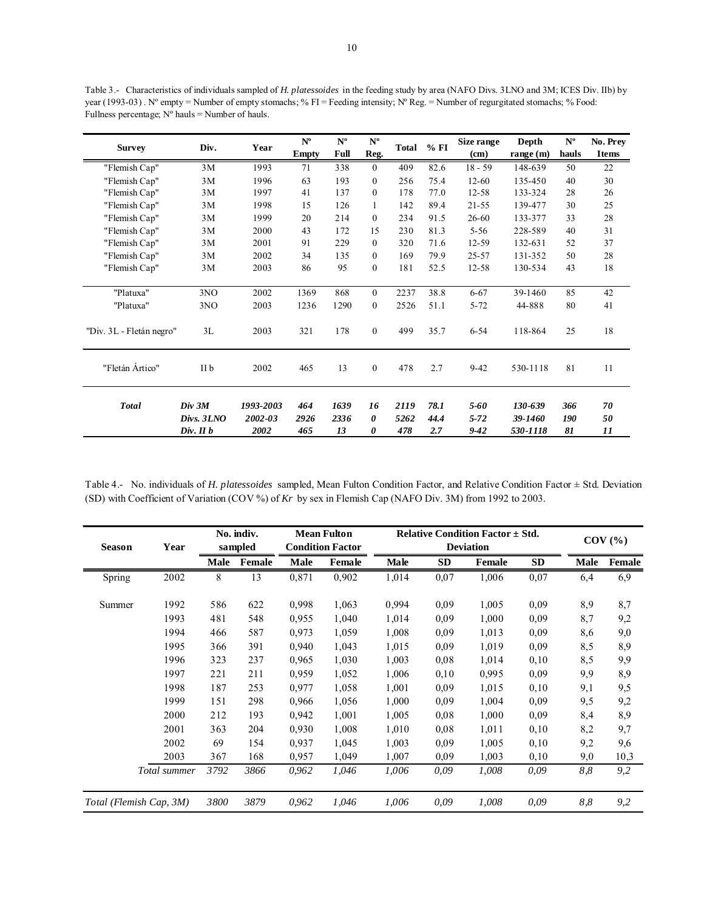Table 3.- Characteristics of individuals sampled of *H. platessoides* in the feeding study by area (NAFO Divs. 3LNO and 3M; ICES Div. IIb) by year (1993-03) . Nº empty = Number of empty stomachs; % FI = Feeding intensity; Nº Reg. = Number of regurgitated stomachs; % Food: Fullness percentage; Nº hauls = Number of hauls.

| Survey | Div. | Year | Nº Empty | Nº Full | Nº Reg. | Total | % FI | Size range (cm) | Depth range (m) | Nº hauls | No. Prey Items |
|---|---|---|---|---|---|---|---|---|---|---|---|
| "Flemish Cap" | 3M | 1993 | 71 | 338 | 0 | 409 | 82.6 | 18 - 59 | 148-639 | 50 | 22 |
| "Flemish Cap" | 3M | 1996 | 63 | 193 | 0 | 256 | 75.4 | 12-60 | 135-450 | 40 | 30 |
| "Flemish Cap" | 3M | 1997 | 41 | 137 | 0 | 178 | 77.0 | 12-58 | 133-324 | 28 | 26 |
| "Flemish Cap" | 3M | 1998 | 15 | 126 | 1 | 142 | 89.4 | 21-55 | 139-477 | 30 | 25 |
| "Flemish Cap" | 3M | 1999 | 20 | 214 | 0 | 234 | 91.5 | 26-60 | 133-377 | 33 | 28 |
| "Flemish Cap" | 3M | 2000 | 43 | 172 | 15 | 230 | 81.3 | 5-56 | 228-589 | 40 | 31 |
| "Flemish Cap" | 3M | 2001 | 91 | 229 | 0 | 320 | 71.6 | 12-59 | 132-631 | 52 | 37 |
| "Flemish Cap" | 3M | 2002 | 34 | 135 | 0 | 169 | 79.9 | 25-57 | 131-352 | 50 | 28 |
| "Flemish Cap" | 3M | 2003 | 86 | 95 | 0 | 181 | 52.5 | 12-58 | 130-534 | 43 | 18 |
| "Platuxa" | 3NO | 2002 | 1369 | 868 | 0 | 2237 | 38.8 | 6-67 | 39-1460 | 85 | 42 |
| "Platuxa" | 3NO | 2003 | 1236 | 1290 | 0 | 2526 | 51.1 | 5-72 | 44-888 | 80 | 41 |
| "Div. 3L - Fletán negro" | 3L | 2003 | 321 | 178 | 0 | 499 | 35.7 | 6-54 | 118-864 | 25 | 18 |
| "Fletán Ártico" | II b | 2002 | 465 | 13 | 0 | 478 | 2.7 | 9-42 | 530-1118 | 81 | 11 |
| ***Total*** | ***Div 3M*** | ***1993-2003*** | ***464*** | ***1639*** | ***16*** | ***2119*** | ***78.1*** | ***5-60*** | ***130-639*** | ***366*** | ***70*** |
| | ***Divs. 3LNO*** | ***2002-03*** | ***2926*** | ***2336*** | ***0*** | ***5262*** | ***44.4*** | ***5-72*** | ***39-1460*** | ***190*** | ***50*** |
| | ***Div. II b*** | ***2002*** | ***465*** | ***13*** | ***0*** | ***478*** | ***2.7*** | ***9-42*** | ***530-1118*** | ***81*** | ***11*** |

Table 4.- No. individuals of *H. platessoides* sampled, Mean Fulton Condition Factor, and Relative Condition Factor ± Std. Deviation (SD) with Coefficient of Variation (COV %) of *Kr* by sex in Flemish Cap (NAFO Div. 3M) from 1992 to 2003.

| Season | Year | No. indiv. sampled | | Mean Fulton Condition Factor | | Relative Condition Factor ± Std. Deviation | | | | COV (%) | |
|---|---|---|---|---|---|---|---|---|---|---|---|
| | | Male | Female | Male | Female | Male | SD | Female | SD | Male | Female |
| Spring | 2002 | 8 | 13 | 0,871 | 0,902 | 1,014 | 0,07 | 1,006 | 0,07 | 6,4 | 6,9 |
| Summer | 1992 | 586 | 622 | 0,998 | 1,063 | 0,994 | 0,09 | 1,005 | 0,09 | 8,9 | 8,7 |
| | 1993 | 481 | 548 | 0,955 | 1,040 | 1,014 | 0,09 | 1,000 | 0,09 | 8,7 | 9,2 |
| | 1994 | 466 | 587 | 0,973 | 1,059 | 1,008 | 0,09 | 1,013 | 0,09 | 8,6 | 9,0 |
| | 1995 | 366 | 391 | 0,940 | 1,043 | 1,015 | 0,09 | 1,019 | 0,09 | 8,5 | 8,9 |
| | 1996 | 323 | 237 | 0,965 | 1,030 | 1,003 | 0,08 | 1,014 | 0,10 | 8,5 | 9,9 |
| | 1997 | 221 | 211 | 0,959 | 1,052 | 1,006 | 0,10 | 0,995 | 0,09 | 9,9 | 8,9 |
| | 1998 | 187 | 253 | 0,977 | 1,058 | 1,001 | 0,09 | 1,015 | 0,10 | 9,1 | 9,5 |
| | 1999 | 151 | 298 | 0,966 | 1,056 | 1,000 | 0,09 | 1,004 | 0,09 | 9,5 | 9,2 |
| | 2000 | 212 | 193 | 0,942 | 1,001 | 1,005 | 0,08 | 1,000 | 0,09 | 8,4 | 8,9 |
| | 2001 | 363 | 204 | 0,930 | 1,008 | 1,010 | 0,08 | 1,011 | 0,10 | 8,2 | 9,7 |
| | 2002 | 69 | 154 | 0,937 | 1,045 | 1,003 | 0,09 | 1,005 | 0,10 | 9,2 | 9,6 |
| | 2003 | 367 | 168 | 0,957 | 1,049 | 1,007 | 0,09 | 1,003 | 0,10 | 9,0 | 10,3 |
| | *Total summer* | *3792* | *3866* | *0,962* | *1,046* | *1,006* | *0,09* | *1,008* | *0,09* | *8,8* | *9,2* |
| *Total (Flemish Cap, 3M)* | | *3800* | *3879* | *0,962* | *1,046* | *1,006* | *0,09* | *1,008* | *0,09* | *8,8* | *9,2* |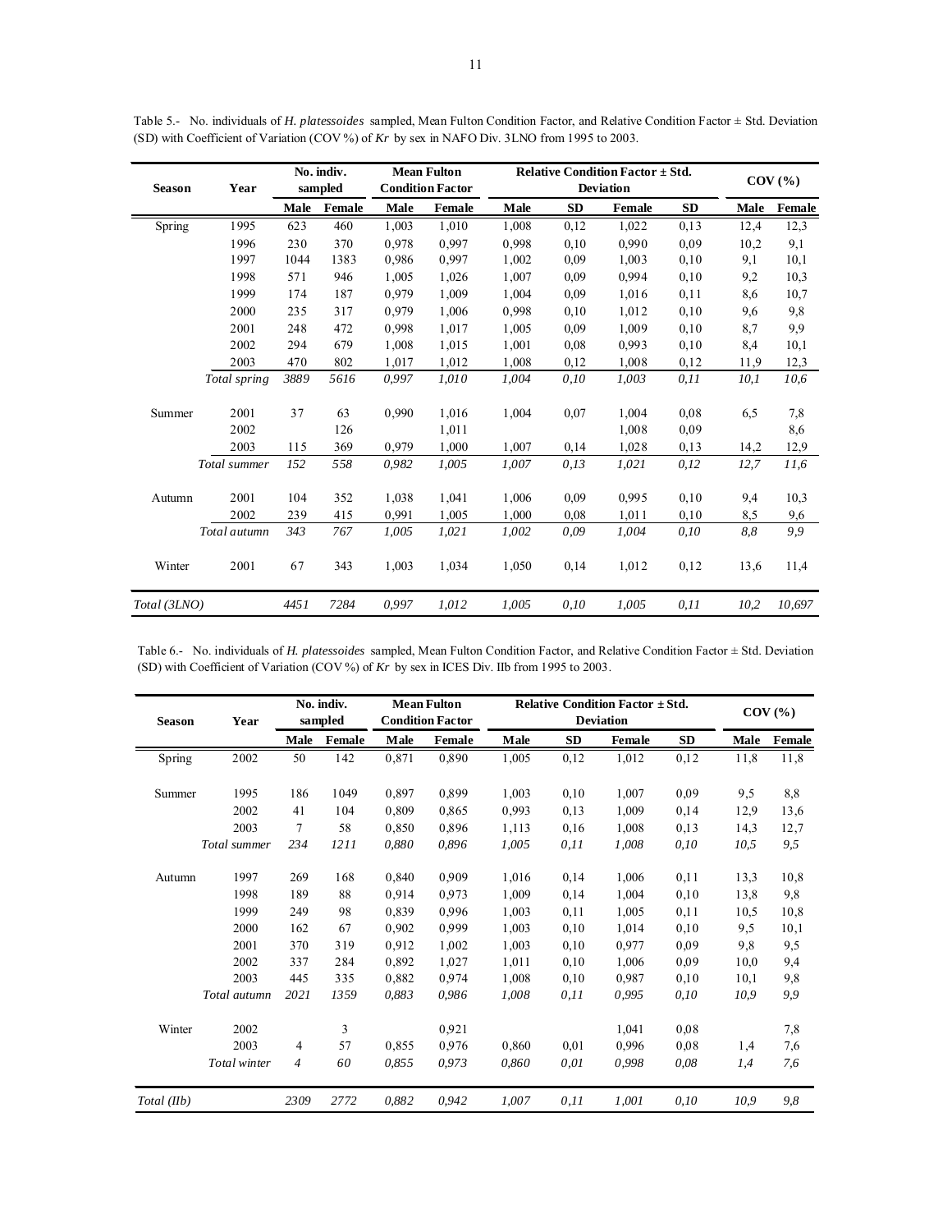Table 5.- No. individuals of *H. platessoides* sampled, Mean Fulton Condition Factor, and Relative Condition Factor ± Std. Deviation (SD) with Coefficient of Variation (COV %) of *Kr* by sex in NAFO Div. 3LNO from 1995 to 2003.

| Season | Year | No. indiv. sampled | | Mean Fulton Condition Factor | | Relative Condition Factor ± Std. Deviation | | | | COV (%) | |
|---|---|---|---|---|---|---|---|---|---|---|---|
| | | **Male** | **Female** | **Male** | **Female** | **Male** | **SD** | **Female** | **SD** | **Male** | **Female** |
| Spring | 1995 | 623 | 460 | 1,003 | 1,010 | 1,008 | 0,12 | 1,022 | 0,13 | 12,4 | 12,3 |
| | 1996 | 230 | 370 | 0,978 | 0,997 | 0,998 | 0,10 | 0,990 | 0,09 | 10,2 | 9,1 |
| | 1997 | 1044 | 1383 | 0,986 | 0,997 | 1,002 | 0,09 | 1,003 | 0,10 | 9,1 | 10,1 |
| | 1998 | 571 | 946 | 1,005 | 1,026 | 1,007 | 0,09 | 0,994 | 0,10 | 9,2 | 10,3 |
| | 1999 | 174 | 187 | 0,979 | 1,009 | 1,004 | 0,09 | 1,016 | 0,11 | 8,6 | 10,7 |
| | 2000 | 235 | 317 | 0,979 | 1,006 | 0,998 | 0,10 | 1,012 | 0,10 | 9,6 | 9,8 |
| | 2001 | 248 | 472 | 0,998 | 1,017 | 1,005 | 0,09 | 1,009 | 0,10 | 8,7 | 9,9 |
| | 2002 | 294 | 679 | 1,008 | 1,015 | 1,001 | 0,08 | 0,993 | 0,10 | 8,4 | 10,1 |
| | 2003 | 470 | 802 | 1,017 | 1,012 | 1,008 | 0,12 | 1,008 | 0,12 | 11,9 | 12,3 |
| | *Total spring* | *3889* | *5616* | *0,997* | *1,010* | *1,004* | *0,10* | *1,003* | *0,11* | *10,1* | *10,6* |
| Summer | 2001 | 37 | 63 | 0,990 | 1,016 | 1,004 | 0,07 | 1,004 | 0,08 | 6,5 | 7,8 |
| | 2002 | | 126 | | 1,011 | | | 1,008 | 0,09 | | 8,6 |
| | 2003 | 115 | 369 | 0,979 | 1,000 | 1,007 | 0,14 | 1,028 | 0,13 | 14,2 | 12,9 |
| | *Total summer* | *152* | *558* | *0,982* | *1,005* | *1,007* | *0,13* | *1,021* | *0,12* | *12,7* | *11,6* |
| Autumn | 2001 | 104 | 352 | 1,038 | 1,041 | 1,006 | 0,09 | 0,995 | 0,10 | 9,4 | 10,3 |
| | 2002 | 239 | 415 | 0,991 | 1,005 | 1,000 | 0,08 | 1,011 | 0,10 | 8,5 | 9,6 |
| | *Total autumn* | *343* | *767* | *1,005* | *1,021* | *1,002* | *0,09* | *1,004* | *0,10* | *8,8* | *9,9* |
| Winter | 2001 | 67 | 343 | 1,003 | 1,034 | 1,050 | 0,14 | 1,012 | 0,12 | 13,6 | 11,4 |
| *Total (3LNO)* | | *4451* | *7284* | *0,997* | *1,012* | *1,005* | *0,10* | *1,005* | *0,11* | *10,2* | *10,697* |

Table 6.- No. individuals of *H. platessoides* sampled, Mean Fulton Condition Factor, and Relative Condition Factor ± Std. Deviation (SD) with Coefficient of Variation (COV %) of *Kr* by sex in ICES Div. IIb from 1995 to 2003.

| Season | Year | No. indiv. sampled | | Mean Fulton Condition Factor | | Relative Condition Factor ± Std. Deviation | | | | COV (%) | |
|---|---|---|---|---|---|---|---|---|---|---|---|
| | | **Male** | **Female** | **Male** | **Female** | **Male** | **SD** | **Female** | **SD** | **Male** | **Female** |
| Spring | 2002 | 50 | 142 | 0,871 | 0,890 | 1,005 | 0,12 | 1,012 | 0,12 | 11,8 | 11,8 |
| Summer | 1995 | 186 | 1049 | 0,897 | 0,899 | 1,003 | 0,10 | 1,007 | 0,09 | 9,5 | 8,8 |
| | 2002 | 41 | 104 | 0,809 | 0,865 | 0,993 | 0,13 | 1,009 | 0,14 | 12,9 | 13,6 |
| | 2003 | 7 | 58 | 0,850 | 0,896 | 1,113 | 0,16 | 1,008 | 0,13 | 14,3 | 12,7 |
| | *Total summer* | *234* | *1211* | *0,880* | *0,896* | *1,005* | *0,11* | *1,008* | *0,10* | *10,5* | *9,5* |
| Autumn | 1997 | 269 | 168 | 0,840 | 0,909 | 1,016 | 0,14 | 1,006 | 0,11 | 13,3 | 10,8 |
| | 1998 | 189 | 88 | 0,914 | 0,973 | 1,009 | 0,14 | 1,004 | 0,10 | 13,8 | 9,8 |
| | 1999 | 249 | 98 | 0,839 | 0,996 | 1,003 | 0,11 | 1,005 | 0,11 | 10,5 | 10,8 |
| | 2000 | 162 | 67 | 0,902 | 0,999 | 1,003 | 0,10 | 1,014 | 0,10 | 9,5 | 10,1 |
| | 2001 | 370 | 319 | 0,912 | 1,002 | 1,003 | 0,10 | 0,977 | 0,09 | 9,8 | 9,5 |
| | 2002 | 337 | 284 | 0,892 | 1,027 | 1,011 | 0,10 | 1,006 | 0,09 | 10,0 | 9,4 |
| | 2003 | 445 | 335 | 0,882 | 0,974 | 1,008 | 0,10 | 0,987 | 0,10 | 10,1 | 9,8 |
| | *Total autumn* | *2021* | *1359* | *0,883* | *0,986* | *1,008* | *0,11* | *0,995* | *0,10* | *10,9* | *9,9* |
| Winter | 2002 | | 3 | | 0,921 | | | 1,041 | 0,08 | | 7,8 |
| | 2003 | 4 | 57 | 0,855 | 0,976 | 0,860 | 0,01 | 0,996 | 0,08 | 1,4 | 7,6 |
| | *Total winter* | *4* | *60* | *0,855* | *0,973* | *0,860* | *0,01* | *0,998* | *0,08* | *1,4* | *7,6* |
| *Total (IIb)* | | *2309* | *2772* | *0,882* | *0,942* | *1,007* | *0,11* | *1,001* | *0,10* | *10,9* | *9,8* |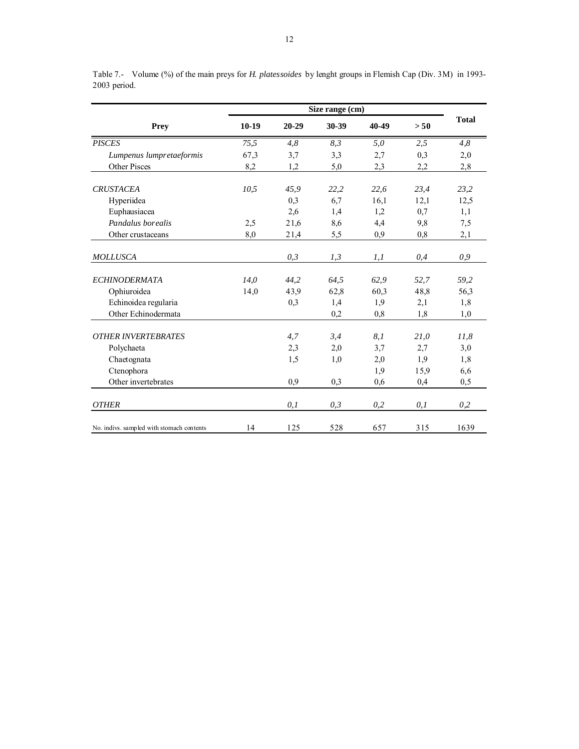Table 7.- Volume (%) of the main preys for *H. platessoides* by lenght groups in Flemish Cap (Div. 3M) in 1993-2003 period.

| Prey | Size range (cm) | | | | | Total |
|---|---|---|---|---|---|---|
| | 10-19 | 20-29 | 30-39 | 40-49 | > 50 | |
| *PISCES* | *75,5* | *4,8* | *8,3* | *5,0* | *2,5* | *4,8* |
| *Lumpenus lumpretaeformis* | 67,3 | 3,7 | 3,3 | 2,7 | 0,3 | 2,0 |
| Other Pisces | 8,2 | 1,2 | 5,0 | 2,3 | 2,2 | 2,8 |
| *CRUSTACEA* | *10,5* | *45,9* | *22,2* | *22,6* | *23,4* | *23,2* |
| Hyperiidea | | 0,3 | 6,7 | 16,1 | 12,1 | 12,5 |
| Euphausiacea | | 2,6 | 1,4 | 1,2 | 0,7 | 1,1 |
| *Pandalus borealis* | 2,5 | 21,6 | 8,6 | 4,4 | 9,8 | 7,5 |
| Other crustaceans | 8,0 | 21,4 | 5,5 | 0,9 | 0,8 | 2,1 |
| *MOLLUSCA* | | *0,3* | *1,3* | *1,1* | *0,4* | *0,9* |
| *ECHINODERMATA* | *14,0* | *44,2* | *64,5* | *62,9* | *52,7* | *59,2* |
| Ophiuroidea | 14,0 | 43,9 | 62,8 | 60,3 | 48,8 | 56,3 |
| Echinoidea regularia | | 0,3 | 1,4 | 1,9 | 2,1 | 1,8 |
| Other Echinodermata | | | 0,2 | 0,8 | 1,8 | 1,0 |
| *OTHER INVERTEBRATES* | | *4,7* | *3,4* | *8,1* | *21,0* | *11,8* |
| Polychaeta | | 2,3 | 2,0 | 3,7 | 2,7 | 3,0 |
| Chaetognata | | 1,5 | 1,0 | 2,0 | 1,9 | 1,8 |
| Ctenophora | | | | 1,9 | 15,9 | 6,6 |
| Other invertebrates | | 0,9 | 0,3 | 0,6 | 0,4 | 0,5 |
| *OTHER* | | *0,1* | *0,3* | *0,2* | *0,1* | *0,2* |
| No. indivs. sampled with stomach contents | 14 | 125 | 528 | 657 | 315 | 1639 |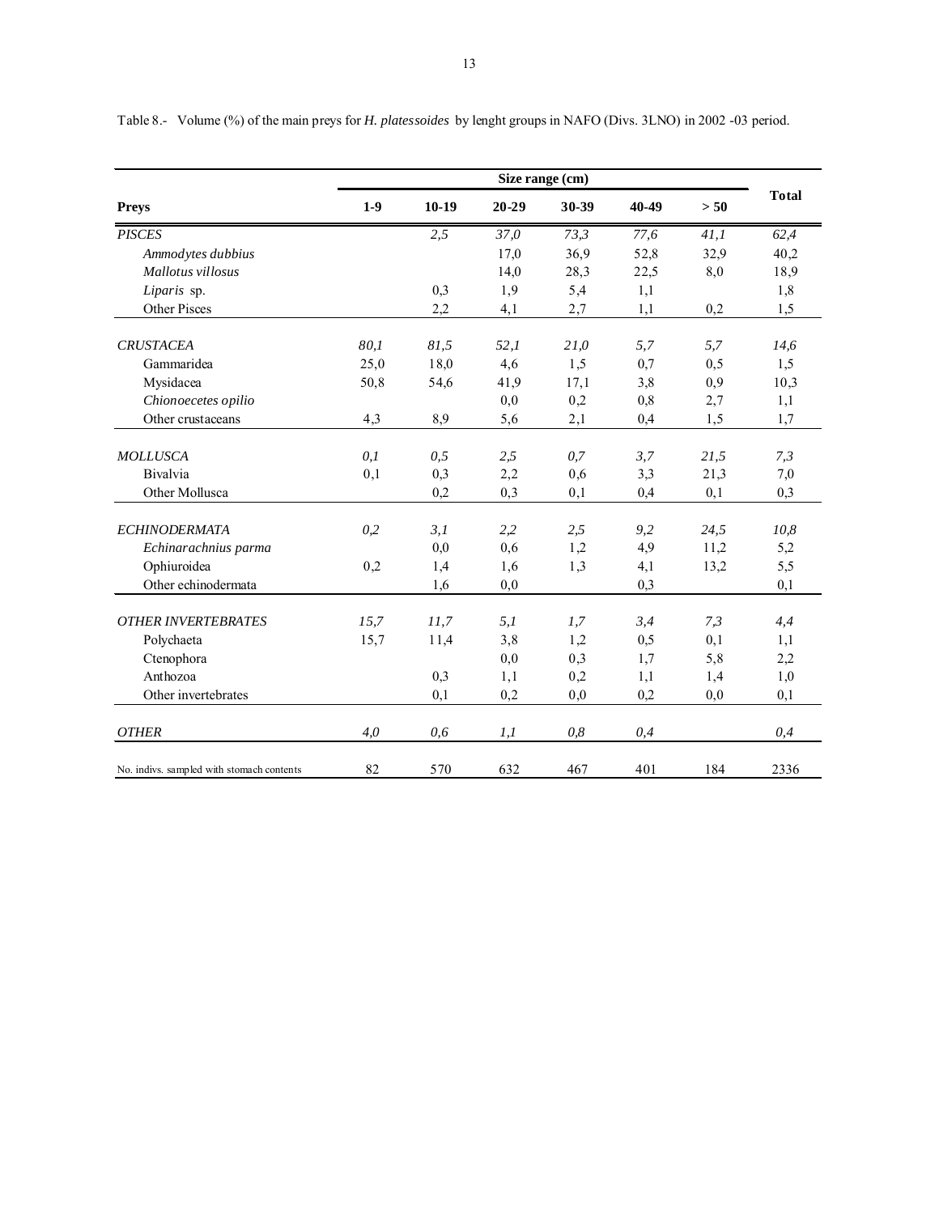Table 8.- Volume (%) of the main preys for *H. platessoides* by lenght groups in NAFO (Divs. 3LNO) in 2002 -03 period.

| Preys | Size range (cm) | | | | | | Total |
|---|---|---|---|---|---|---|---|
| | 1-9 | 10-19 | 20-29 | 30-39 | 40-49 | > 50 | |
| *PISCES* | | *2,5* | *37,0* | *73,3* | *77,6* | *41,1* | *62,4* |
| *Ammodytes dubbius* | | | 17,0 | 36,9 | 52,8 | 32,9 | 40,2 |
| *Mallotus villosus* | | | 14,0 | 28,3 | 22,5 | 8,0 | 18,9 |
| *Liparis* sp. | | 0,3 | 1,9 | 5,4 | 1,1 | | 1,8 |
| Other Pisces | | 2,2 | 4,1 | 2,7 | 1,1 | 0,2 | 1,5 |
| *CRUSTACEA* | *80,1* | *81,5* | *52,1* | *21,0* | *5,7* | *5,7* | *14,6* |
| Gammaridea | 25,0 | 18,0 | 4,6 | 1,5 | 0,7 | 0,5 | 1,5 |
| Mysidacea | 50,8 | 54,6 | 41,9 | 17,1 | 3,8 | 0,9 | 10,3 |
| *Chionoecetes opilio* | | | 0,0 | 0,2 | 0,8 | 2,7 | 1,1 |
| Other crustaceans | 4,3 | 8,9 | 5,6 | 2,1 | 0,4 | 1,5 | 1,7 |
| *MOLLUSCA* | *0,1* | *0,5* | *2,5* | *0,7* | *3,7* | *21,5* | *7,3* |
| Bivalvia | 0,1 | 0,3 | 2,2 | 0,6 | 3,3 | 21,3 | 7,0 |
| Other Mollusca | | 0,2 | 0,3 | 0,1 | 0,4 | 0,1 | 0,3 |
| *ECHINODERMATA* | *0,2* | *3,1* | *2,2* | *2,5* | *9,2* | *24,5* | *10,8* |
| *Echinarachnius parma* | | 0,0 | 0,6 | 1,2 | 4,9 | 11,2 | 5,2 |
| Ophiuroidea | 0,2 | 1,4 | 1,6 | 1,3 | 4,1 | 13,2 | 5,5 |
| Other echinodermata | | 1,6 | 0,0 | | 0,3 | | 0,1 |
| *OTHER INVERTEBRATES* | *15,7* | *11,7* | *5,1* | *1,7* | *3,4* | *7,3* | *4,4* |
| Polychaeta | 15,7 | 11,4 | 3,8 | 1,2 | 0,5 | 0,1 | 1,1 |
| Ctenophora | | | 0,0 | 0,3 | 1,7 | 5,8 | 2,2 |
| Anthozoa | | 0,3 | 1,1 | 0,2 | 1,1 | 1,4 | 1,0 |
| Other invertebrates | | 0,1 | 0,2 | 0,0 | 0,2 | 0,0 | 0,1 |
| *OTHER* | *4,0* | *0,6* | *1,1* | *0,8* | *0,4* | | *0,4* |
| No. indivs. sampled with stomach contents | 82 | 570 | 632 | 467 | 401 | 184 | 2336 |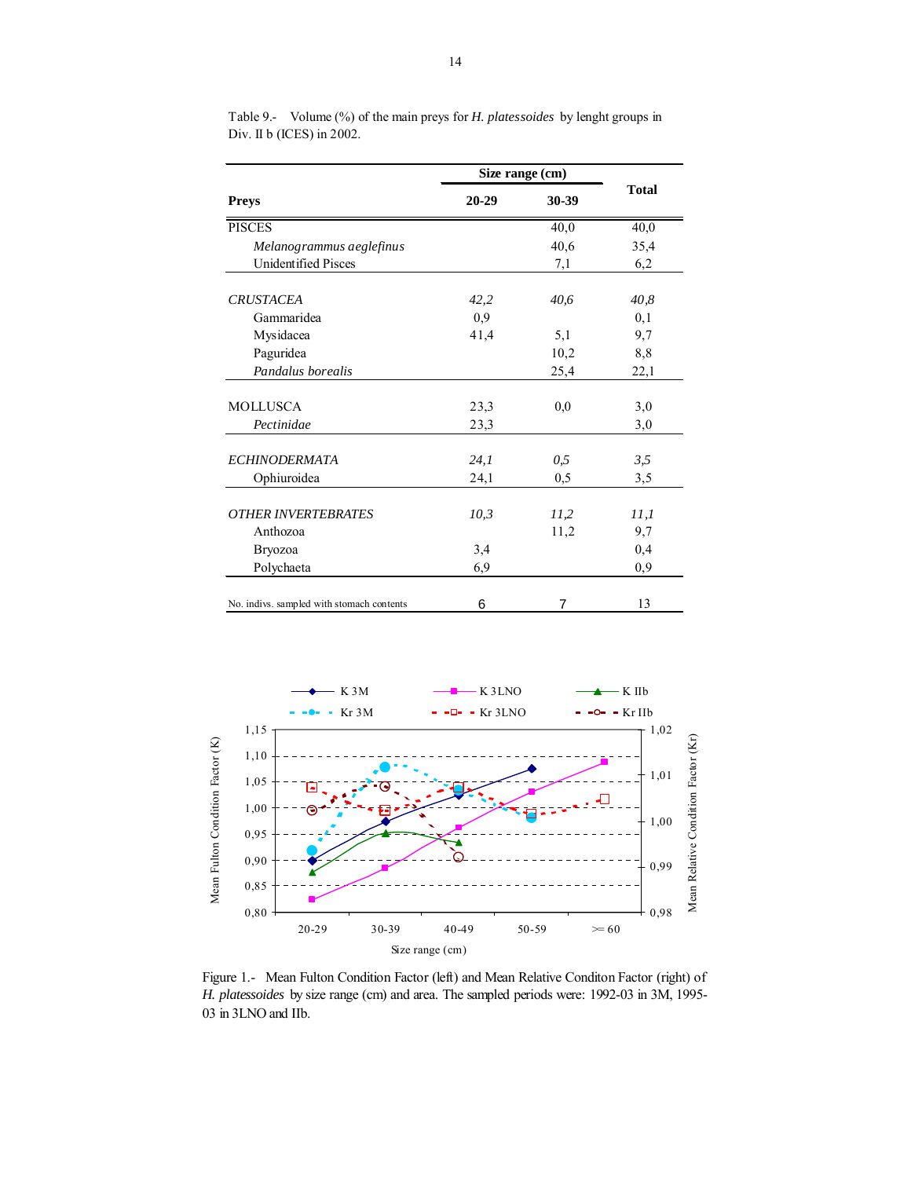Table 9.- Volume (%) of the main preys for *H. platessoides* by lenght groups in Div. II b (ICES) in 2002.

| Preys | Size range (cm) 20-29 | 30-39 | Total |
|---|---|---|---|
| PISCES | | 40,0 | 40,0 |
| *Melanogrammus aeglefinus* | | 40,6 | 35,4 |
| Unidentified Pisces | | 7,1 | 6,2 |
| *CRUSTACEA* | *42,2* | *40,6* | *40,8* |
| Gammaridea | 0,9 | | 0,1 |
| Mysidacea | 41,4 | 5,1 | 9,7 |
| Paguridea | | 10,2 | 8,8 |
| *Pandalus borealis* | | 25,4 | 22,1 |
| MOLLUSCA | 23,3 | 0,0 | 3,0 |
| *Pectinidae* | 23,3 | | 3,0 |
| *ECHINODERMATA* | *24,1* | *0,5* | *3,5* |
| Ophiuroidea | 24,1 | 0,5 | 3,5 |
| *OTHER INVERTEBRATES* | *10,3* | *11,2* | *11,1* |
| Anthozoa | | 11,2 | 9,7 |
| Bryozoa | 3,4 | | 0,4 |
| Polychaeta | 6,9 | | 0,9 |
| No. indivs. sampled with stomach contents | 6 | 7 | 13 |

Figure 1.- Mean Fulton Condition Factor (left) and Mean Relative Conditon Factor (right) of *H. platessoides* by size range (cm) and area. The sampled periods were: 1992-03 in 3M, 1995-03 in 3LNO and IIb.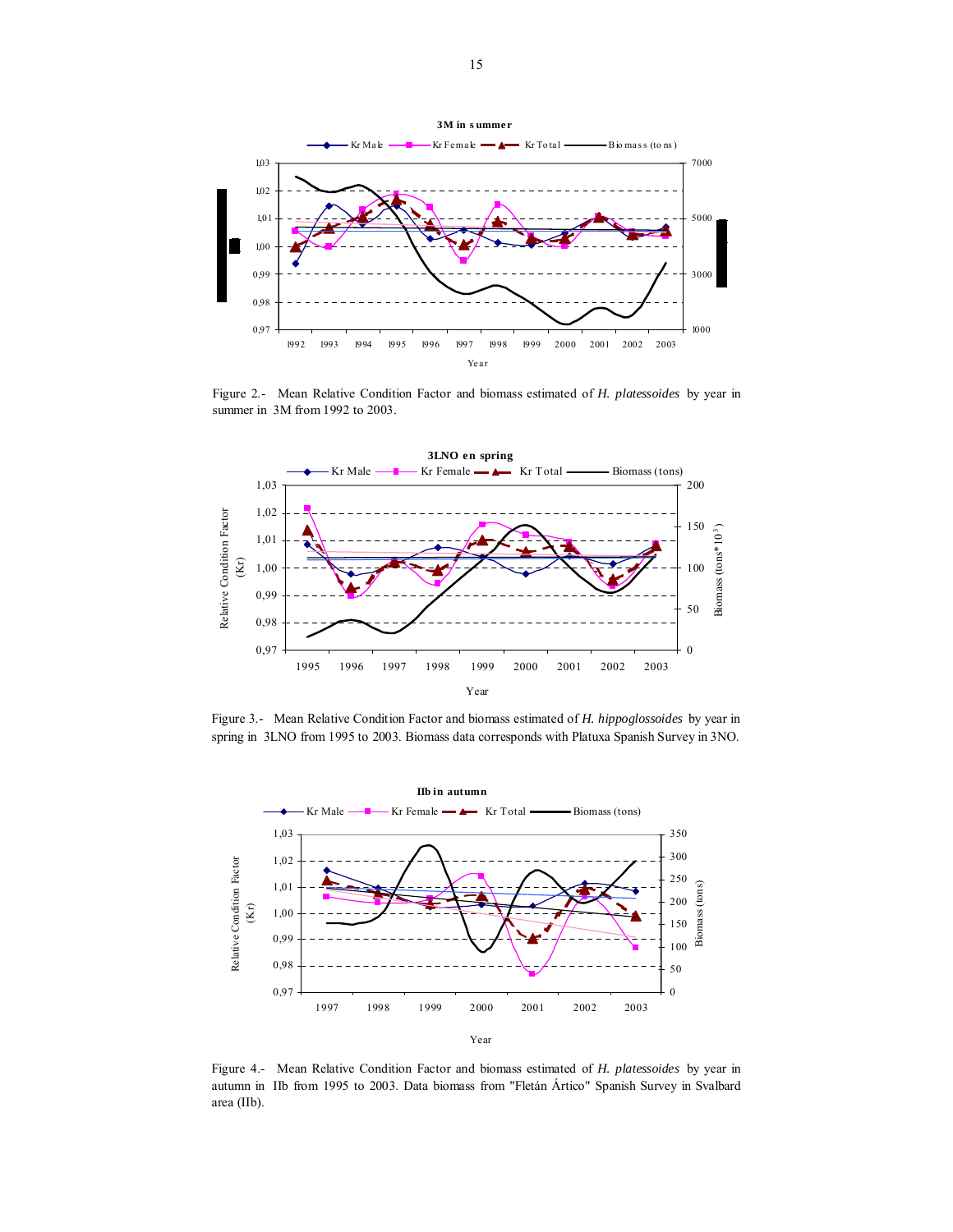Figure 2.- Mean Relative Condition Factor and biomass estimated of *H. platessoides* by year in summer in 3M from 1992 to 2003.

Figure 3.- Mean Relative Condition Factor and biomass estimated of *H. hippoglossoides* by year in spring in 3LNO from 1995 to 2003. Biomass data corresponds with Platuxa Spanish Survey in 3NO.

Figure 4.- Mean Relative Condition Factor and biomass estimated of *H. platessoides* by year in autumn in IIb from 1995 to 2003. Data biomass from "Fletán Ártico" Spanish Survey in Svalbard area (IIb).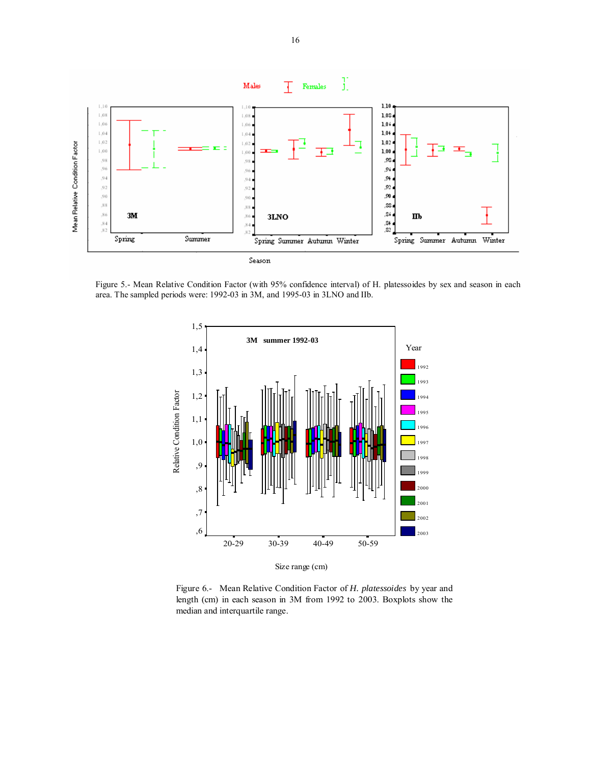Figure 5.- Mean Relative Condition Factor (with 95% confidence interval) of H. platessoides by sex and season in each area. The sampled periods were: 1992-03 in 3M, and 1995-03 in 3LNO and IIb.

Figure 6.- Mean Relative Condition Factor of *H. platessoides* by year and length (cm) in each season in 3M from 1992 to 2003. Boxplots show the median and interquartile range.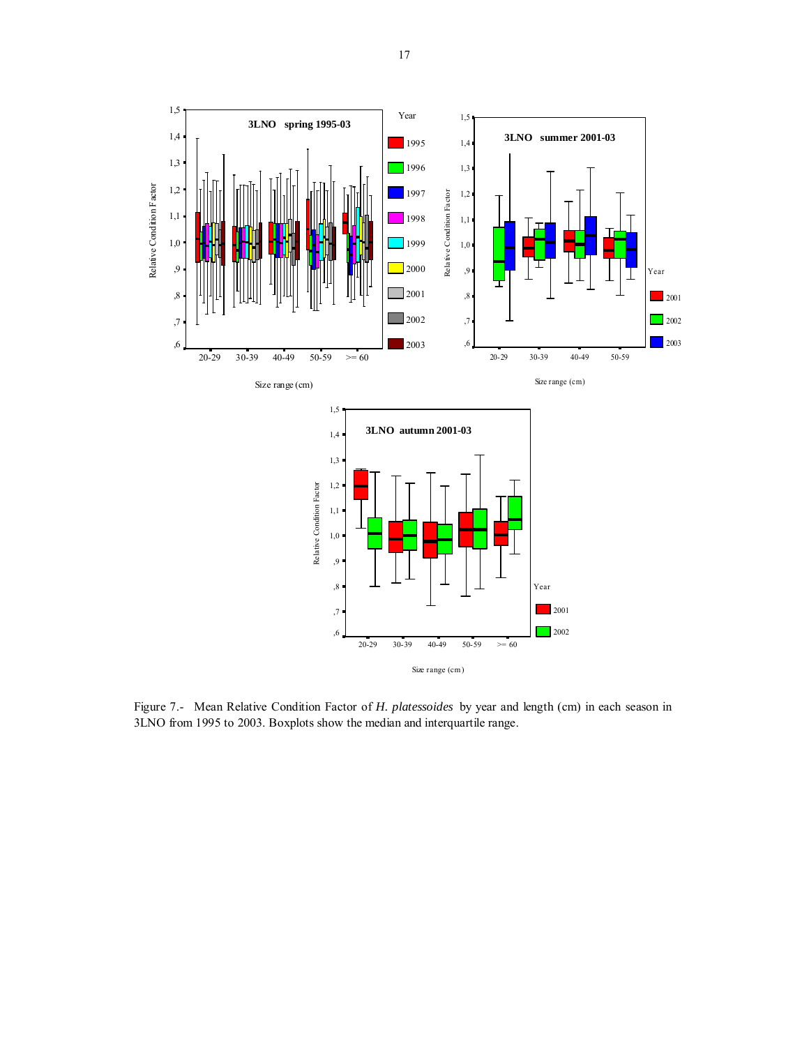Figure 7.- Mean Relative Condition Factor of *H. platessoides* by year and length (cm) in each season in 3LNO from 1995 to 2003. Boxplots show the median and interquartile range.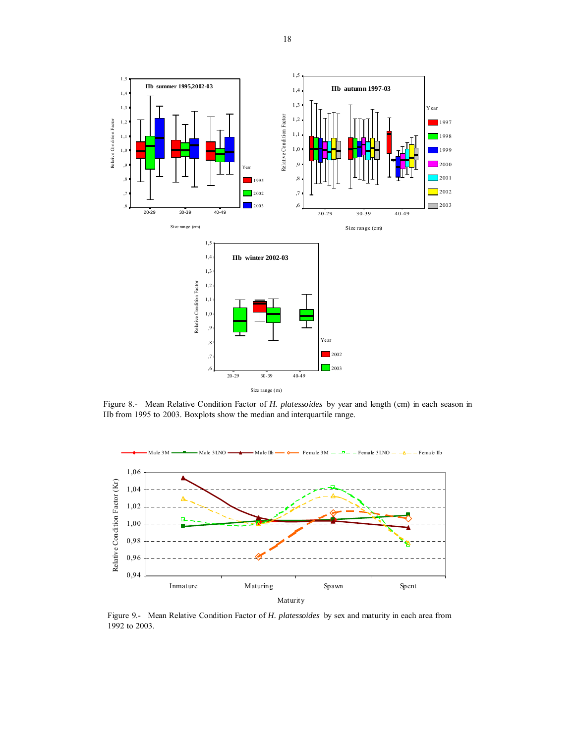Figure 8.- Mean Relative Condition Factor of *H. platessoides* by year and length (cm) in each season in IIb from 1995 to 2003. Boxplots show the median and interquartile range.

Figure 9.- Mean Relative Condition Factor of *H. platessoides* by sex and maturity in each area from 1992 to 2003.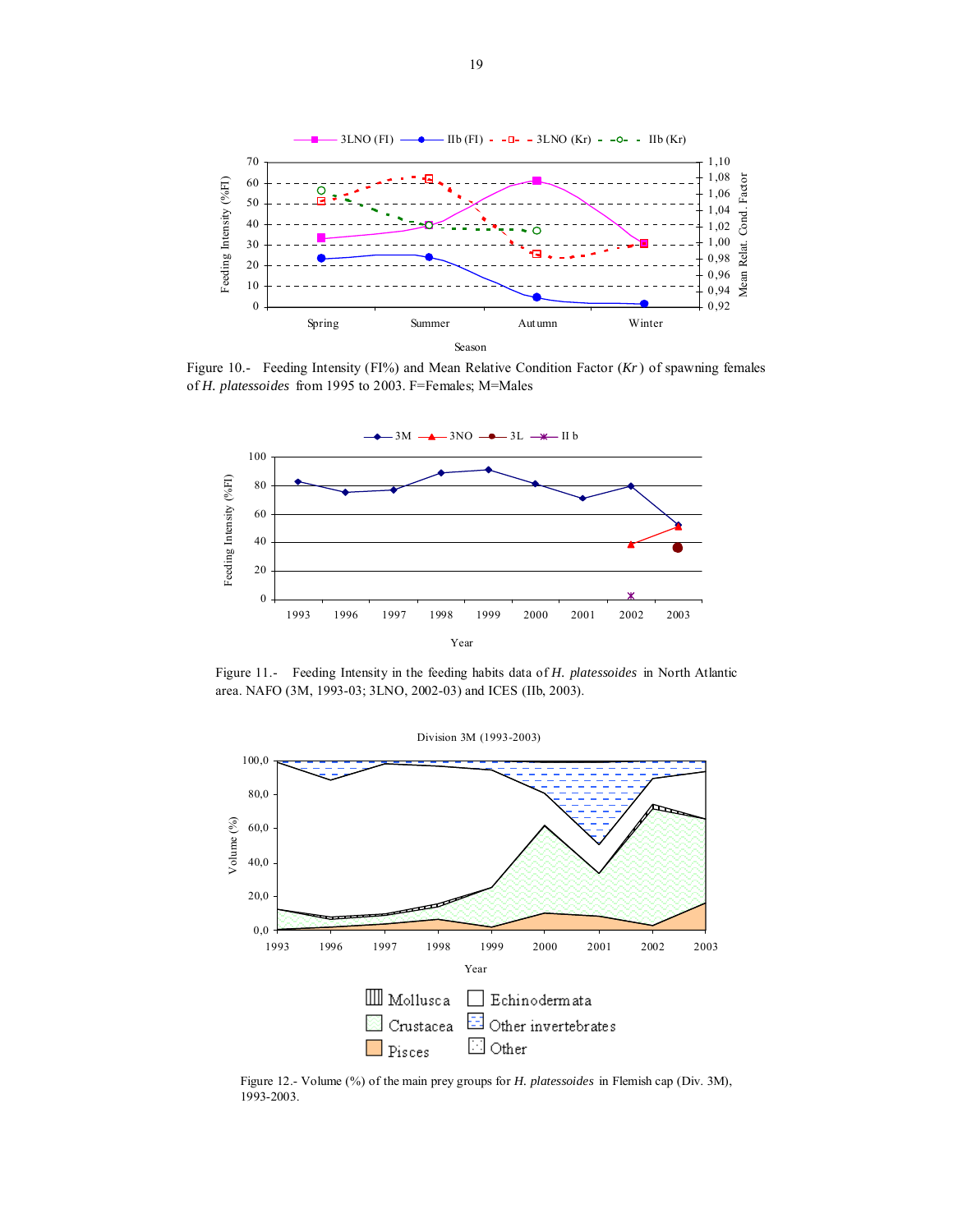Figure 10.- Feeding Intensity (FI%) and Mean Relative Condition Factor (*Kr*) of spawning females of *H. platessoides* from 1995 to 2003. F=Females; M=Males

Figure 11.- Feeding Intensity in the feeding habits data of *H. platessoides* in North Atlantic area. NAFO (3M, 1993-03; 3LNO, 2002-03) and ICES (IIb, 2003).

Figure 12.- Volume (%) of the main prey groups for *H. platessoides* in Flemish cap (Div. 3M), 1993-2003.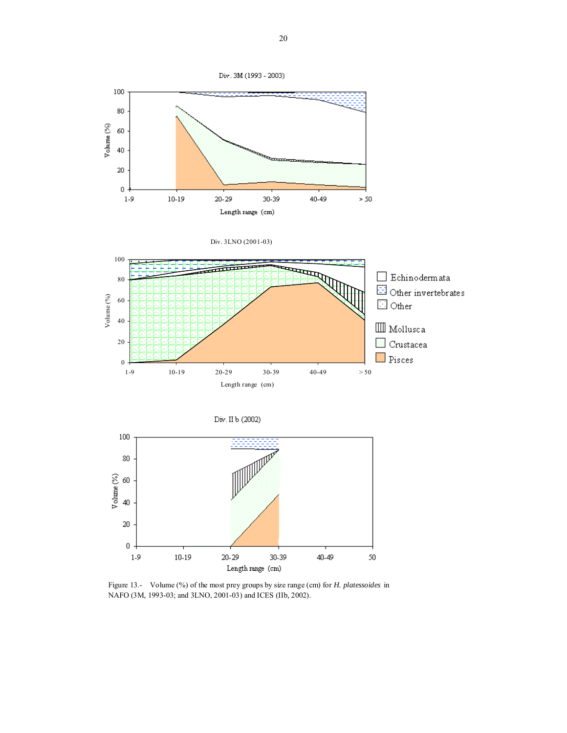Div. 3M (1993 - 2003)

Volume (%)

100
80
60
40
20
0

1-9
10-19
20-29
30-39
40-49
> 50

Length range (cm)

Div. 3LNO (2001-03)

Volume (%)

100
80
60
40
20
0

1-9
10-19
20-29
30-39
40-49
> 50

Length range (cm)

Echinodermata
Other invertebrates
Other
Mollusca
Crustacea
Pisces

Div. II b (2002)

Volume (%)

100
80
60
40
20
0

1-9
10-19
20-29
30-39
40-49
50

Length range (cm)

Figure 13.- Volume (%) of the most prey groups by size range (cm) for *H. platessoides* in NAFO (3M, 1993-03; and 3LNO, 2001-03) and ICES (IIb, 2002).